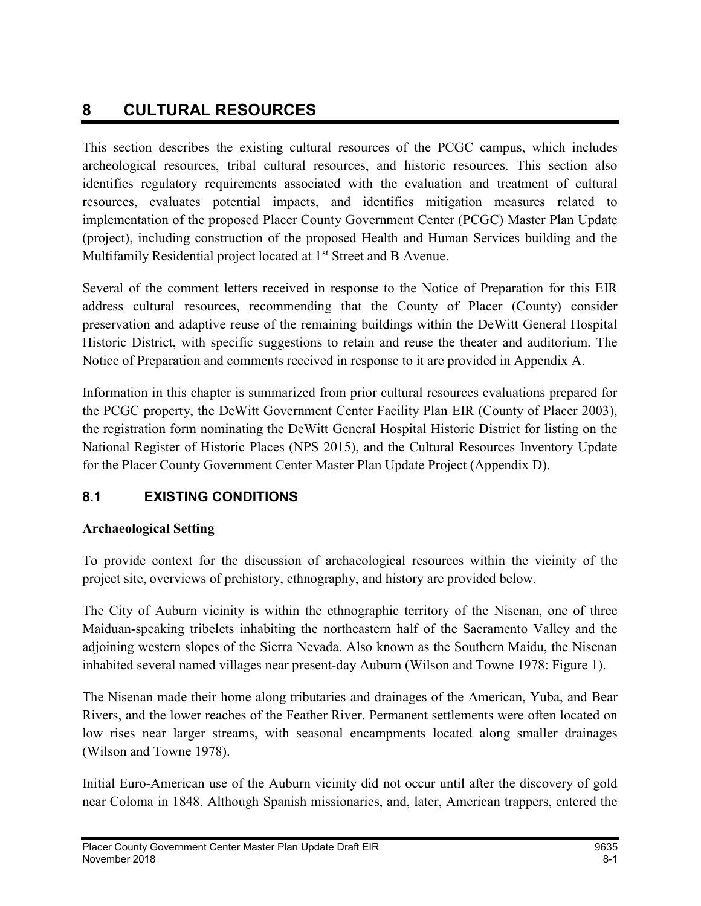# 8 CULTURAL RESOURCES

This section describes the existing cultural resources of the PCGC campus, which includes archeological resources, tribal cultural resources, and historic resources. This section also identifies regulatory requirements associated with the evaluation and treatment of cultural resources, evaluates potential impacts, and identifies mitigation measures related to implementation of the proposed Placer County Government Center (PCGC) Master Plan Update (project), including construction of the proposed Health and Human Services building and the Multifamily Residential project located at 1st Street and B Avenue.

Several of the comment letters received in response to the Notice of Preparation for this EIR address cultural resources, recommending that the County of Placer (County) consider preservation and adaptive reuse of the remaining buildings within the DeWitt General Hospital Historic District, with specific suggestions to retain and reuse the theater and auditorium. The Notice of Preparation and comments received in response to it are provided in Appendix A.

Information in this chapter is summarized from prior cultural resources evaluations prepared for the PCGC property, the DeWitt Government Center Facility Plan EIR (County of Placer 2003), the registration form nominating the DeWitt General Hospital Historic District for listing on the National Register of Historic Places (NPS 2015), and the Cultural Resources Inventory Update for the Placer County Government Center Master Plan Update Project (Appendix D).

## 8.1 EXISTING CONDITIONS

**Archaeological Setting**

To provide context for the discussion of archaeological resources within the vicinity of the project site, overviews of prehistory, ethnography, and history are provided below.

The City of Auburn vicinity is within the ethnographic territory of the Nisenan, one of three Maiduan-speaking tribelets inhabiting the northeastern half of the Sacramento Valley and the adjoining western slopes of the Sierra Nevada. Also known as the Southern Maidu, the Nisenan inhabited several named villages near present-day Auburn (Wilson and Towne 1978: Figure 1).

The Nisenan made their home along tributaries and drainages of the American, Yuba, and Bear Rivers, and the lower reaches of the Feather River. Permanent settlements were often located on low rises near larger streams, with seasonal encampments located along smaller drainages (Wilson and Towne 1978).

Initial Euro-American use of the Auburn vicinity did not occur until after the discovery of gold near Coloma in 1848. Although Spanish missionaries, and, later, American trappers, entered the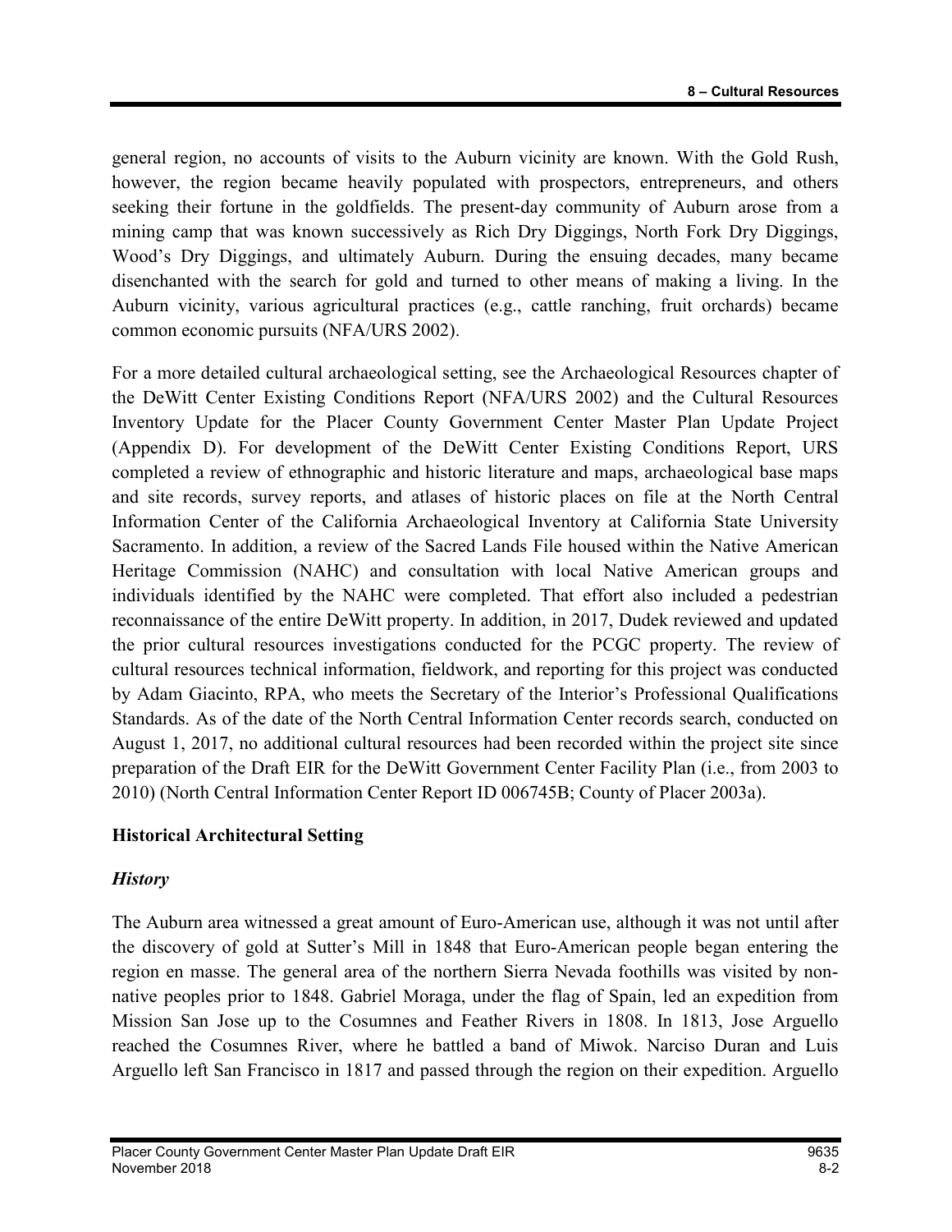general region, no accounts of visits to the Auburn vicinity are known. With the Gold Rush, however, the region became heavily populated with prospectors, entrepreneurs, and others seeking their fortune in the goldfields. The present-day community of Auburn arose from a mining camp that was known successively as Rich Dry Diggings, North Fork Dry Diggings, Wood's Dry Diggings, and ultimately Auburn. During the ensuing decades, many became disenchanted with the search for gold and turned to other means of making a living. In the Auburn vicinity, various agricultural practices (e.g., cattle ranching, fruit orchards) became common economic pursuits (NFA/URS 2002).

For a more detailed cultural archaeological setting, see the Archaeological Resources chapter of the DeWitt Center Existing Conditions Report (NFA/URS 2002) and the Cultural Resources Inventory Update for the Placer County Government Center Master Plan Update Project (Appendix D). For development of the DeWitt Center Existing Conditions Report, URS completed a review of ethnographic and historic literature and maps, archaeological base maps and site records, survey reports, and atlases of historic places on file at the North Central Information Center of the California Archaeological Inventory at California State University Sacramento. In addition, a review of the Sacred Lands File housed within the Native American Heritage Commission (NAHC) and consultation with local Native American groups and individuals identified by the NAHC were completed. That effort also included a pedestrian reconnaissance of the entire DeWitt property. In addition, in 2017, Dudek reviewed and updated the prior cultural resources investigations conducted for the PCGC property. The review of cultural resources technical information, fieldwork, and reporting for this project was conducted by Adam Giacinto, RPA, who meets the Secretary of the Interior's Professional Qualifications Standards. As of the date of the North Central Information Center records search, conducted on August 1, 2017, no additional cultural resources had been recorded within the project site since preparation of the Draft EIR for the DeWitt Government Center Facility Plan (i.e., from 2003 to 2010) (North Central Information Center Report ID 006745B; County of Placer 2003a).

### Historical Architectural Setting

#### *History*

The Auburn area witnessed a great amount of Euro-American use, although it was not until after the discovery of gold at Sutter's Mill in 1848 that Euro-American people began entering the region en masse. The general area of the northern Sierra Nevada foothills was visited by non-native peoples prior to 1848. Gabriel Moraga, under the flag of Spain, led an expedition from Mission San Jose up to the Cosumnes and Feather Rivers in 1808. In 1813, Jose Arguello reached the Cosumnes River, where he battled a band of Miwok. Narciso Duran and Luis Arguello left San Francisco in 1817 and passed through the region on their expedition. Arguello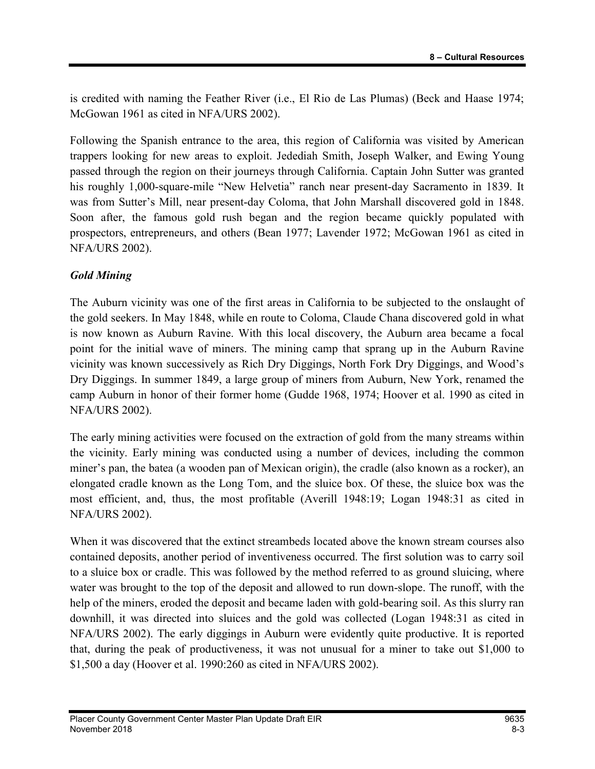is credited with naming the Feather River (i.e., El Rio de Las Plumas) (Beck and Haase 1974; McGowan 1961 as cited in NFA/URS 2002).

Following the Spanish entrance to the area, this region of California was visited by American trappers looking for new areas to exploit. Jedediah Smith, Joseph Walker, and Ewing Young passed through the region on their journeys through California. Captain John Sutter was granted his roughly 1,000-square-mile "New Helvetia" ranch near present-day Sacramento in 1839. It was from Sutter's Mill, near present-day Coloma, that John Marshall discovered gold in 1848. Soon after, the famous gold rush began and the region became quickly populated with prospectors, entrepreneurs, and others (Bean 1977; Lavender 1972; McGowan 1961 as cited in NFA/URS 2002).

### *Gold Mining*

The Auburn vicinity was one of the first areas in California to be subjected to the onslaught of the gold seekers. In May 1848, while en route to Coloma, Claude Chana discovered gold in what is now known as Auburn Ravine. With this local discovery, the Auburn area became a focal point for the initial wave of miners. The mining camp that sprang up in the Auburn Ravine vicinity was known successively as Rich Dry Diggings, North Fork Dry Diggings, and Wood's Dry Diggings. In summer 1849, a large group of miners from Auburn, New York, renamed the camp Auburn in honor of their former home (Gudde 1968, 1974; Hoover et al. 1990 as cited in NFA/URS 2002).

The early mining activities were focused on the extraction of gold from the many streams within the vicinity. Early mining was conducted using a number of devices, including the common miner's pan, the batea (a wooden pan of Mexican origin), the cradle (also known as a rocker), an elongated cradle known as the Long Tom, and the sluice box. Of these, the sluice box was the most efficient, and, thus, the most profitable (Averill 1948:19; Logan 1948:31 as cited in NFA/URS 2002).

When it was discovered that the extinct streambeds located above the known stream courses also contained deposits, another period of inventiveness occurred. The first solution was to carry soil to a sluice box or cradle. This was followed by the method referred to as ground sluicing, where water was brought to the top of the deposit and allowed to run down-slope. The runoff, with the help of the miners, eroded the deposit and became laden with gold-bearing soil. As this slurry ran downhill, it was directed into sluices and the gold was collected (Logan 1948:31 as cited in NFA/URS 2002). The early diggings in Auburn were evidently quite productive. It is reported that, during the peak of productiveness, it was not unusual for a miner to take out $1,000 to $1,500 a day (Hoover et al. 1990:260 as cited in NFA/URS 2002).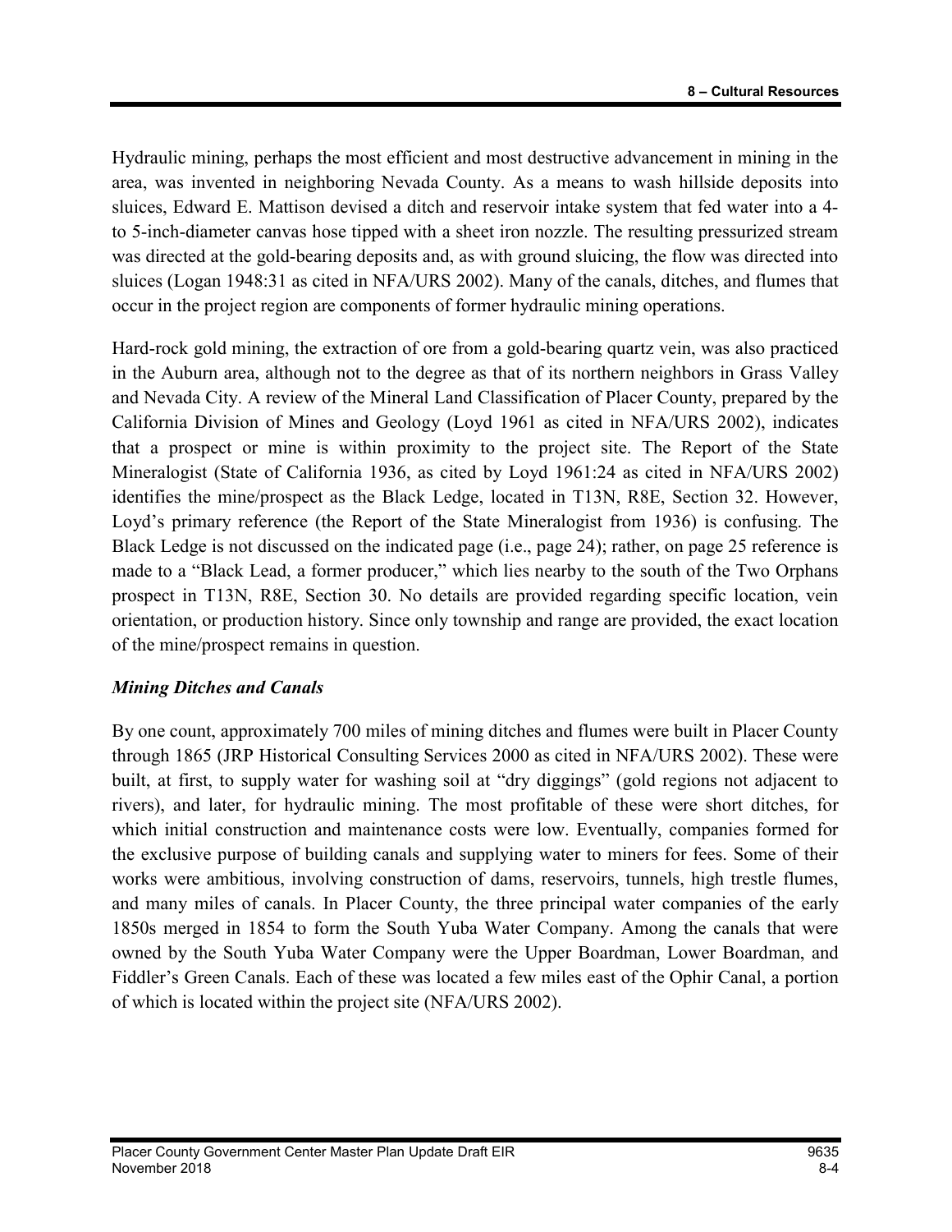Hydraulic mining, perhaps the most efficient and most destructive advancement in mining in the area, was invented in neighboring Nevada County. As a means to wash hillside deposits into sluices, Edward E. Mattison devised a ditch and reservoir intake system that fed water into a 4- to 5-inch-diameter canvas hose tipped with a sheet iron nozzle. The resulting pressurized stream was directed at the gold-bearing deposits and, as with ground sluicing, the flow was directed into sluices (Logan 1948:31 as cited in NFA/URS 2002). Many of the canals, ditches, and flumes that occur in the project region are components of former hydraulic mining operations.

Hard-rock gold mining, the extraction of ore from a gold-bearing quartz vein, was also practiced in the Auburn area, although not to the degree as that of its northern neighbors in Grass Valley and Nevada City. A review of the Mineral Land Classification of Placer County, prepared by the California Division of Mines and Geology (Loyd 1961 as cited in NFA/URS 2002), indicates that a prospect or mine is within proximity to the project site. The Report of the State Mineralogist (State of California 1936, as cited by Loyd 1961:24 as cited in NFA/URS 2002) identifies the mine/prospect as the Black Ledge, located in T13N, R8E, Section 32. However, Loyd's primary reference (the Report of the State Mineralogist from 1936) is confusing. The Black Ledge is not discussed on the indicated page (i.e., page 24); rather, on page 25 reference is made to a "Black Lead, a former producer," which lies nearby to the south of the Two Orphans prospect in T13N, R8E, Section 30. No details are provided regarding specific location, vein orientation, or production history. Since only township and range are provided, the exact location of the mine/prospect remains in question.

### *Mining Ditches and Canals*

By one count, approximately 700 miles of mining ditches and flumes were built in Placer County through 1865 (JRP Historical Consulting Services 2000 as cited in NFA/URS 2002). These were built, at first, to supply water for washing soil at "dry diggings" (gold regions not adjacent to rivers), and later, for hydraulic mining. The most profitable of these were short ditches, for which initial construction and maintenance costs were low. Eventually, companies formed for the exclusive purpose of building canals and supplying water to miners for fees. Some of their works were ambitious, involving construction of dams, reservoirs, tunnels, high trestle flumes, and many miles of canals. In Placer County, the three principal water companies of the early 1850s merged in 1854 to form the South Yuba Water Company. Among the canals that were owned by the South Yuba Water Company were the Upper Boardman, Lower Boardman, and Fiddler's Green Canals. Each of these was located a few miles east of the Ophir Canal, a portion of which is located within the project site (NFA/URS 2002).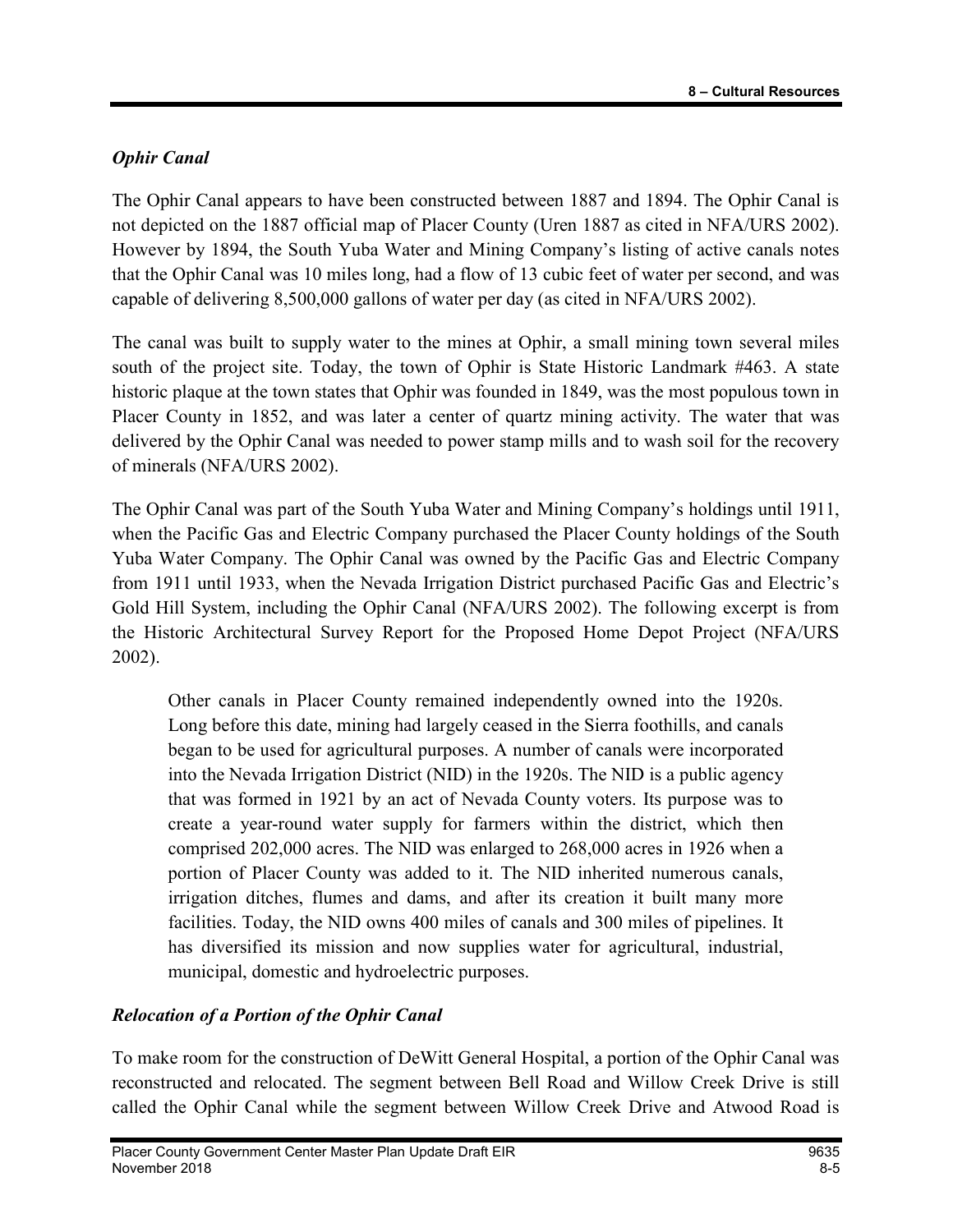### *Ophir Canal*

The Ophir Canal appears to have been constructed between 1887 and 1894. The Ophir Canal is not depicted on the 1887 official map of Placer County (Uren 1887 as cited in NFA/URS 2002). However by 1894, the South Yuba Water and Mining Company's listing of active canals notes that the Ophir Canal was 10 miles long, had a flow of 13 cubic feet of water per second, and was capable of delivering 8,500,000 gallons of water per day (as cited in NFA/URS 2002).

The canal was built to supply water to the mines at Ophir, a small mining town several miles south of the project site. Today, the town of Ophir is State Historic Landmark #463. A state historic plaque at the town states that Ophir was founded in 1849, was the most populous town in Placer County in 1852, and was later a center of quartz mining activity. The water that was delivered by the Ophir Canal was needed to power stamp mills and to wash soil for the recovery of minerals (NFA/URS 2002).

The Ophir Canal was part of the South Yuba Water and Mining Company's holdings until 1911, when the Pacific Gas and Electric Company purchased the Placer County holdings of the South Yuba Water Company. The Ophir Canal was owned by the Pacific Gas and Electric Company from 1911 until 1933, when the Nevada Irrigation District purchased Pacific Gas and Electric's Gold Hill System, including the Ophir Canal (NFA/URS 2002). The following excerpt is from the Historic Architectural Survey Report for the Proposed Home Depot Project (NFA/URS 2002).

> Other canals in Placer County remained independently owned into the 1920s. Long before this date, mining had largely ceased in the Sierra foothills, and canals began to be used for agricultural purposes. A number of canals were incorporated into the Nevada Irrigation District (NID) in the 1920s. The NID is a public agency that was formed in 1921 by an act of Nevada County voters. Its purpose was to create a year-round water supply for farmers within the district, which then comprised 202,000 acres. The NID was enlarged to 268,000 acres in 1926 when a portion of Placer County was added to it. The NID inherited numerous canals, irrigation ditches, flumes and dams, and after its creation it built many more facilities. Today, the NID owns 400 miles of canals and 300 miles of pipelines. It has diversified its mission and now supplies water for agricultural, industrial, municipal, domestic and hydroelectric purposes.

### *Relocation of a Portion of the Ophir Canal*

To make room for the construction of DeWitt General Hospital, a portion of the Ophir Canal was reconstructed and relocated. The segment between Bell Road and Willow Creek Drive is still called the Ophir Canal while the segment between Willow Creek Drive and Atwood Road is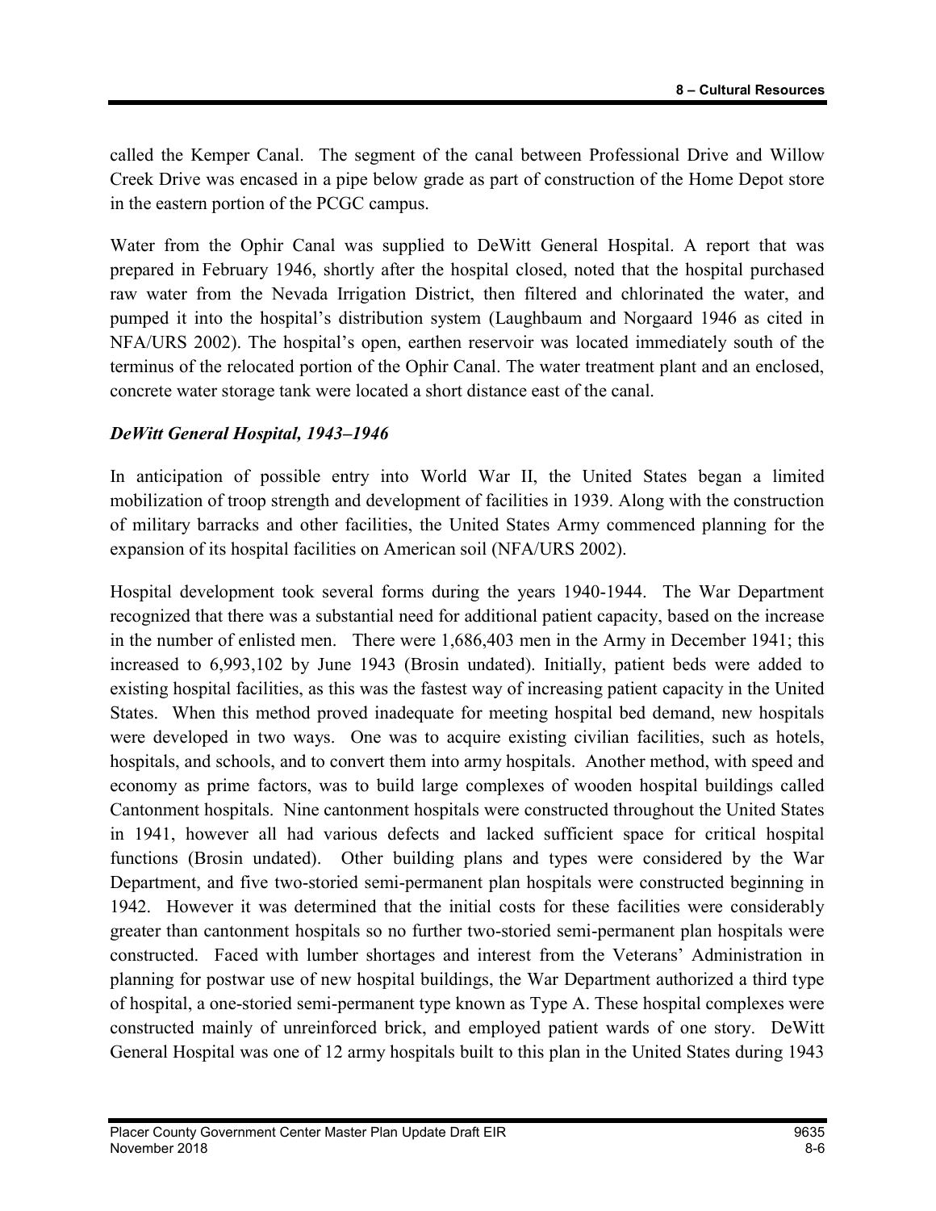called the Kemper Canal. The segment of the canal between Professional Drive and Willow Creek Drive was encased in a pipe below grade as part of construction of the Home Depot store in the eastern portion of the PCGC campus.

Water from the Ophir Canal was supplied to DeWitt General Hospital. A report that was prepared in February 1946, shortly after the hospital closed, noted that the hospital purchased raw water from the Nevada Irrigation District, then filtered and chlorinated the water, and pumped it into the hospital's distribution system (Laughbaum and Norgaard 1946 as cited in NFA/URS 2002). The hospital's open, earthen reservoir was located immediately south of the terminus of the relocated portion of the Ophir Canal. The water treatment plant and an enclosed, concrete water storage tank were located a short distance east of the canal.

***DeWitt General Hospital, 1943–1946***

In anticipation of possible entry into World War II, the United States began a limited mobilization of troop strength and development of facilities in 1939. Along with the construction of military barracks and other facilities, the United States Army commenced planning for the expansion of its hospital facilities on American soil (NFA/URS 2002).

Hospital development took several forms during the years 1940-1944. The War Department recognized that there was a substantial need for additional patient capacity, based on the increase in the number of enlisted men. There were 1,686,403 men in the Army in December 1941; this increased to 6,993,102 by June 1943 (Brosin undated). Initially, patient beds were added to existing hospital facilities, as this was the fastest way of increasing patient capacity in the United States. When this method proved inadequate for meeting hospital bed demand, new hospitals were developed in two ways. One was to acquire existing civilian facilities, such as hotels, hospitals, and schools, and to convert them into army hospitals. Another method, with speed and economy as prime factors, was to build large complexes of wooden hospital buildings called Cantonment hospitals. Nine cantonment hospitals were constructed throughout the United States in 1941, however all had various defects and lacked sufficient space for critical hospital functions (Brosin undated). Other building plans and types were considered by the War Department, and five two-storied semi-permanent plan hospitals were constructed beginning in 1942. However it was determined that the initial costs for these facilities were considerably greater than cantonment hospitals so no further two-storied semi-permanent plan hospitals were constructed. Faced with lumber shortages and interest from the Veterans' Administration in planning for postwar use of new hospital buildings, the War Department authorized a third type of hospital, a one-storied semi-permanent type known as Type A. These hospital complexes were constructed mainly of unreinforced brick, and employed patient wards of one story. DeWitt General Hospital was one of 12 army hospitals built to this plan in the United States during 1943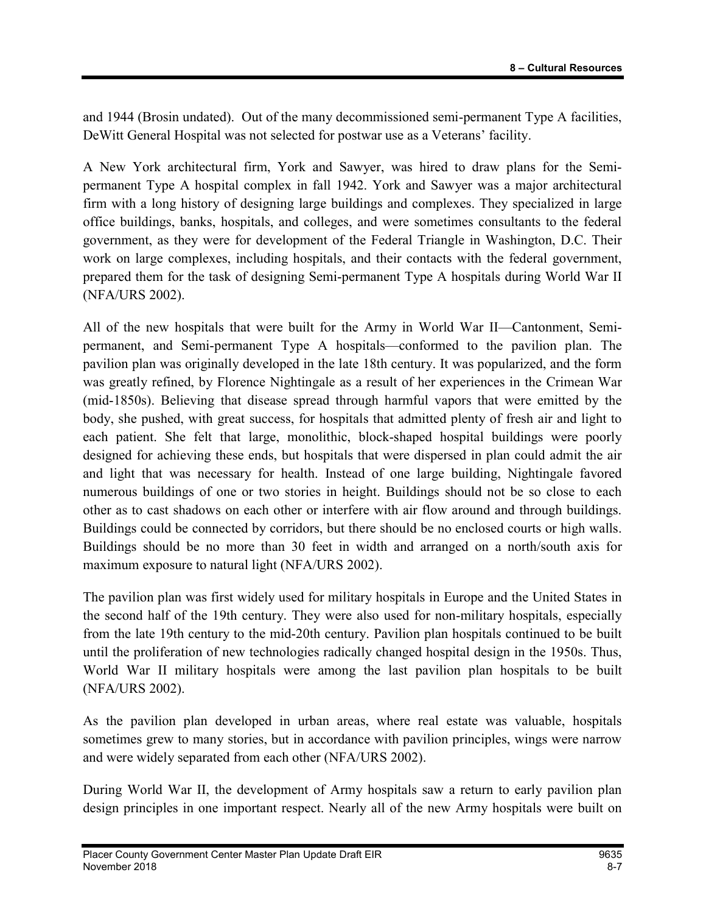and 1944 (Brosin undated). Out of the many decommissioned semi-permanent Type A facilities, DeWitt General Hospital was not selected for postwar use as a Veterans' facility.

A New York architectural firm, York and Sawyer, was hired to draw plans for the Semi-permanent Type A hospital complex in fall 1942. York and Sawyer was a major architectural firm with a long history of designing large buildings and complexes. They specialized in large office buildings, banks, hospitals, and colleges, and were sometimes consultants to the federal government, as they were for development of the Federal Triangle in Washington, D.C. Their work on large complexes, including hospitals, and their contacts with the federal government, prepared them for the task of designing Semi-permanent Type A hospitals during World War II (NFA/URS 2002).

All of the new hospitals that were built for the Army in World War II—Cantonment, Semi-permanent, and Semi-permanent Type A hospitals—conformed to the pavilion plan. The pavilion plan was originally developed in the late 18th century. It was popularized, and the form was greatly refined, by Florence Nightingale as a result of her experiences in the Crimean War (mid-1850s). Believing that disease spread through harmful vapors that were emitted by the body, she pushed, with great success, for hospitals that admitted plenty of fresh air and light to each patient. She felt that large, monolithic, block-shaped hospital buildings were poorly designed for achieving these ends, but hospitals that were dispersed in plan could admit the air and light that was necessary for health. Instead of one large building, Nightingale favored numerous buildings of one or two stories in height. Buildings should not be so close to each other as to cast shadows on each other or interfere with air flow around and through buildings. Buildings could be connected by corridors, but there should be no enclosed courts or high walls. Buildings should be no more than 30 feet in width and arranged on a north/south axis for maximum exposure to natural light (NFA/URS 2002).

The pavilion plan was first widely used for military hospitals in Europe and the United States in the second half of the 19th century. They were also used for non-military hospitals, especially from the late 19th century to the mid-20th century. Pavilion plan hospitals continued to be built until the proliferation of new technologies radically changed hospital design in the 1950s. Thus, World War II military hospitals were among the last pavilion plan hospitals to be built (NFA/URS 2002).

As the pavilion plan developed in urban areas, where real estate was valuable, hospitals sometimes grew to many stories, but in accordance with pavilion principles, wings were narrow and were widely separated from each other (NFA/URS 2002).

During World War II, the development of Army hospitals saw a return to early pavilion plan design principles in one important respect. Nearly all of the new Army hospitals were built on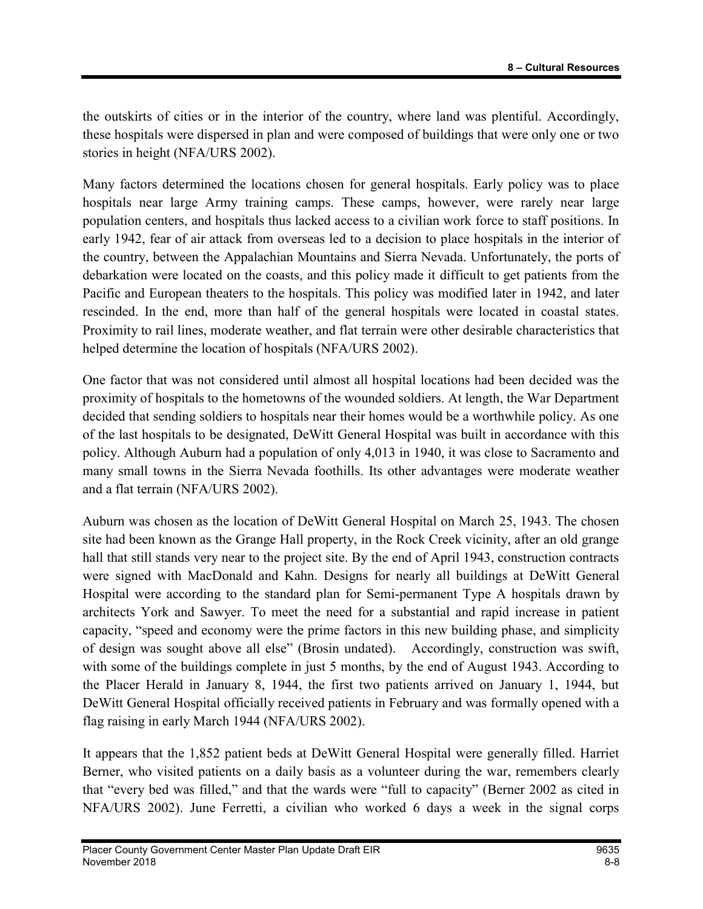the outskirts of cities or in the interior of the country, where land was plentiful. Accordingly, these hospitals were dispersed in plan and were composed of buildings that were only one or two stories in height (NFA/URS 2002).

Many factors determined the locations chosen for general hospitals. Early policy was to place hospitals near large Army training camps. These camps, however, were rarely near large population centers, and hospitals thus lacked access to a civilian work force to staff positions. In early 1942, fear of air attack from overseas led to a decision to place hospitals in the interior of the country, between the Appalachian Mountains and Sierra Nevada. Unfortunately, the ports of debarkation were located on the coasts, and this policy made it difficult to get patients from the Pacific and European theaters to the hospitals. This policy was modified later in 1942, and later rescinded. In the end, more than half of the general hospitals were located in coastal states. Proximity to rail lines, moderate weather, and flat terrain were other desirable characteristics that helped determine the location of hospitals (NFA/URS 2002).

One factor that was not considered until almost all hospital locations had been decided was the proximity of hospitals to the hometowns of the wounded soldiers. At length, the War Department decided that sending soldiers to hospitals near their homes would be a worthwhile policy. As one of the last hospitals to be designated, DeWitt General Hospital was built in accordance with this policy. Although Auburn had a population of only 4,013 in 1940, it was close to Sacramento and many small towns in the Sierra Nevada foothills. Its other advantages were moderate weather and a flat terrain (NFA/URS 2002).

Auburn was chosen as the location of DeWitt General Hospital on March 25, 1943. The chosen site had been known as the Grange Hall property, in the Rock Creek vicinity, after an old grange hall that still stands very near to the project site. By the end of April 1943, construction contracts were signed with MacDonald and Kahn. Designs for nearly all buildings at DeWitt General Hospital were according to the standard plan for Semi-permanent Type A hospitals drawn by architects York and Sawyer. To meet the need for a substantial and rapid increase in patient capacity, "speed and economy were the prime factors in this new building phase, and simplicity of design was sought above all else" (Brosin undated). Accordingly, construction was swift, with some of the buildings complete in just 5 months, by the end of August 1943. According to the Placer Herald in January 8, 1944, the first two patients arrived on January 1, 1944, but DeWitt General Hospital officially received patients in February and was formally opened with a flag raising in early March 1944 (NFA/URS 2002).

It appears that the 1,852 patient beds at DeWitt General Hospital were generally filled. Harriet Berner, who visited patients on a daily basis as a volunteer during the war, remembers clearly that "every bed was filled," and that the wards were "full to capacity" (Berner 2002 as cited in NFA/URS 2002). June Ferretti, a civilian who worked 6 days a week in the signal corps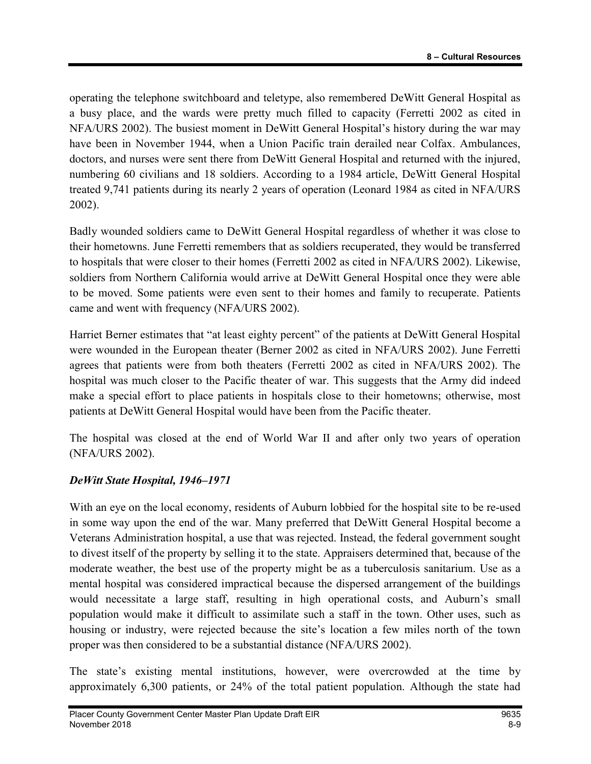operating the telephone switchboard and teletype, also remembered DeWitt General Hospital as a busy place, and the wards were pretty much filled to capacity (Ferretti 2002 as cited in NFA/URS 2002). The busiest moment in DeWitt General Hospital's history during the war may have been in November 1944, when a Union Pacific train derailed near Colfax. Ambulances, doctors, and nurses were sent there from DeWitt General Hospital and returned with the injured, numbering 60 civilians and 18 soldiers. According to a 1984 article, DeWitt General Hospital treated 9,741 patients during its nearly 2 years of operation (Leonard 1984 as cited in NFA/URS 2002).

Badly wounded soldiers came to DeWitt General Hospital regardless of whether it was close to their hometowns. June Ferretti remembers that as soldiers recuperated, they would be transferred to hospitals that were closer to their homes (Ferretti 2002 as cited in NFA/URS 2002). Likewise, soldiers from Northern California would arrive at DeWitt General Hospital once they were able to be moved. Some patients were even sent to their homes and family to recuperate. Patients came and went with frequency (NFA/URS 2002).

Harriet Berner estimates that "at least eighty percent" of the patients at DeWitt General Hospital were wounded in the European theater (Berner 2002 as cited in NFA/URS 2002). June Ferretti agrees that patients were from both theaters (Ferretti 2002 as cited in NFA/URS 2002). The hospital was much closer to the Pacific theater of war. This suggests that the Army did indeed make a special effort to place patients in hospitals close to their hometowns; otherwise, most patients at DeWitt General Hospital would have been from the Pacific theater.

The hospital was closed at the end of World War II and after only two years of operation (NFA/URS 2002).

### *DeWitt State Hospital, 1946–1971*

With an eye on the local economy, residents of Auburn lobbied for the hospital site to be re-used in some way upon the end of the war. Many preferred that DeWitt General Hospital become a Veterans Administration hospital, a use that was rejected. Instead, the federal government sought to divest itself of the property by selling it to the state. Appraisers determined that, because of the moderate weather, the best use of the property might be as a tuberculosis sanitarium. Use as a mental hospital was considered impractical because the dispersed arrangement of the buildings would necessitate a large staff, resulting in high operational costs, and Auburn's small population would make it difficult to assimilate such a staff in the town. Other uses, such as housing or industry, were rejected because the site's location a few miles north of the town proper was then considered to be a substantial distance (NFA/URS 2002).

The state's existing mental institutions, however, were overcrowded at the time by approximately 6,300 patients, or 24% of the total patient population. Although the state had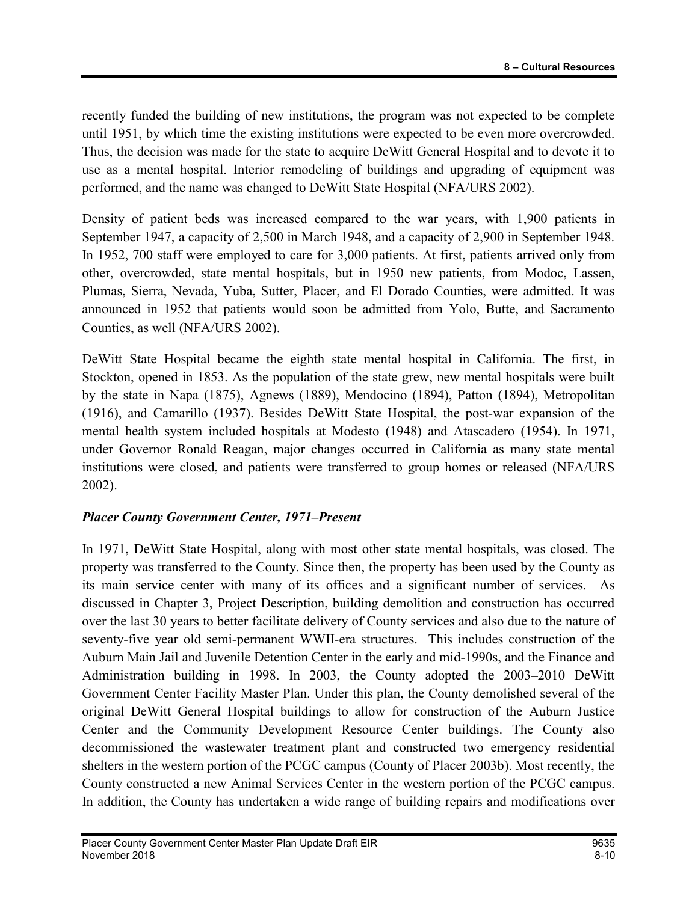recently funded the building of new institutions, the program was not expected to be complete until 1951, by which time the existing institutions were expected to be even more overcrowded. Thus, the decision was made for the state to acquire DeWitt General Hospital and to devote it to use as a mental hospital. Interior remodeling of buildings and upgrading of equipment was performed, and the name was changed to DeWitt State Hospital (NFA/URS 2002).

Density of patient beds was increased compared to the war years, with 1,900 patients in September 1947, a capacity of 2,500 in March 1948, and a capacity of 2,900 in September 1948. In 1952, 700 staff were employed to care for 3,000 patients. At first, patients arrived only from other, overcrowded, state mental hospitals, but in 1950 new patients, from Modoc, Lassen, Plumas, Sierra, Nevada, Yuba, Sutter, Placer, and El Dorado Counties, were admitted. It was announced in 1952 that patients would soon be admitted from Yolo, Butte, and Sacramento Counties, as well (NFA/URS 2002).

DeWitt State Hospital became the eighth state mental hospital in California. The first, in Stockton, opened in 1853. As the population of the state grew, new mental hospitals were built by the state in Napa (1875), Agnews (1889), Mendocino (1894), Patton (1894), Metropolitan (1916), and Camarillo (1937). Besides DeWitt State Hospital, the post-war expansion of the mental health system included hospitals at Modesto (1948) and Atascadero (1954). In 1971, under Governor Ronald Reagan, major changes occurred in California as many state mental institutions were closed, and patients were transferred to group homes or released (NFA/URS 2002).

### *Placer County Government Center, 1971–Present*

In 1971, DeWitt State Hospital, along with most other state mental hospitals, was closed. The property was transferred to the County. Since then, the property has been used by the County as its main service center with many of its offices and a significant number of services. As discussed in Chapter 3, Project Description, building demolition and construction has occurred over the last 30 years to better facilitate delivery of County services and also due to the nature of seventy-five year old semi-permanent WWII-era structures. This includes construction of the Auburn Main Jail and Juvenile Detention Center in the early and mid-1990s, and the Finance and Administration building in 1998. In 2003, the County adopted the 2003–2010 DeWitt Government Center Facility Master Plan. Under this plan, the County demolished several of the original DeWitt General Hospital buildings to allow for construction of the Auburn Justice Center and the Community Development Resource Center buildings. The County also decommissioned the wastewater treatment plant and constructed two emergency residential shelters in the western portion of the PCGC campus (County of Placer 2003b). Most recently, the County constructed a new Animal Services Center in the western portion of the PCGC campus. In addition, the County has undertaken a wide range of building repairs and modifications over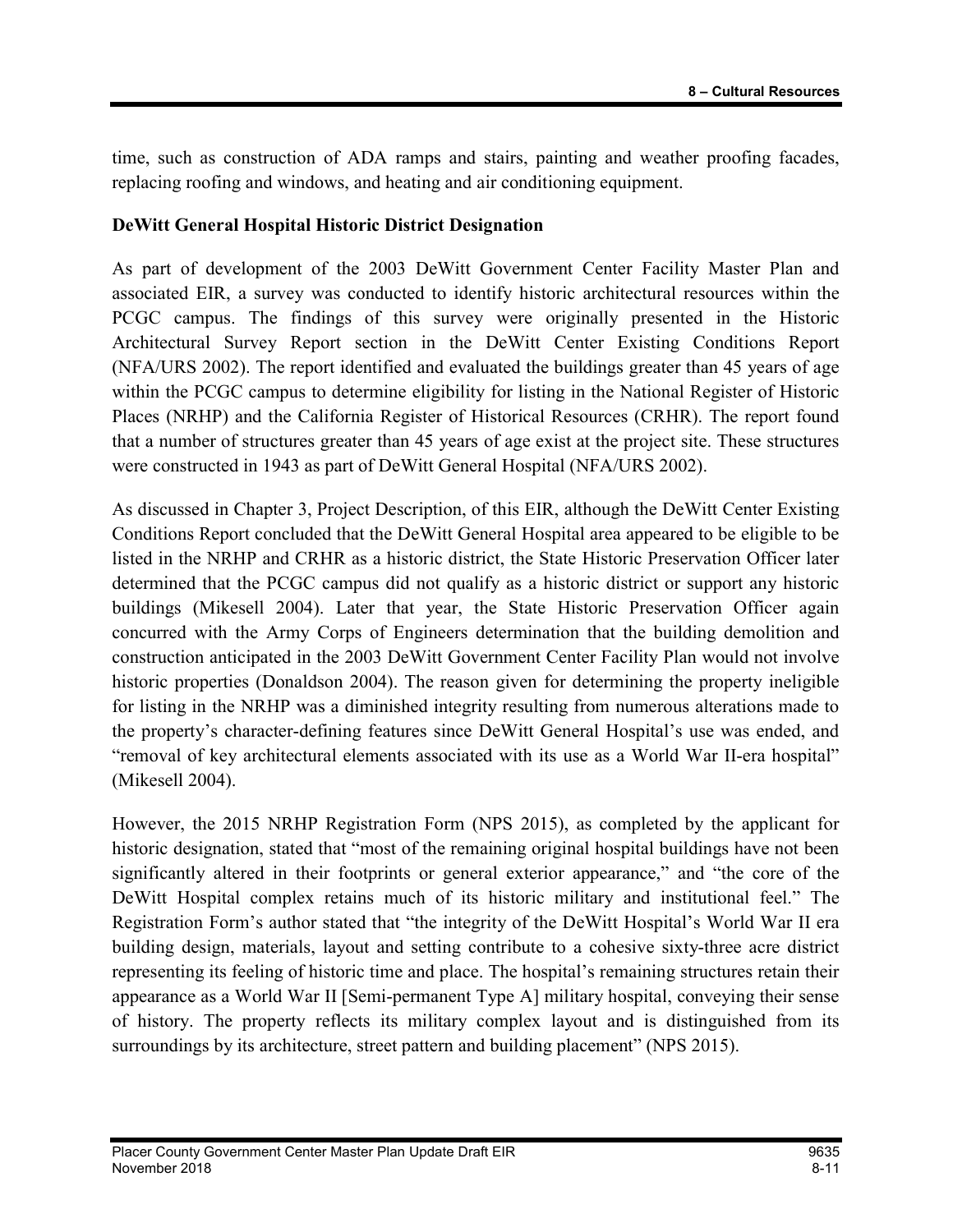time, such as construction of ADA ramps and stairs, painting and weather proofing facades, replacing roofing and windows, and heating and air conditioning equipment.

**DeWitt General Hospital Historic District Designation**

As part of development of the 2003 DeWitt Government Center Facility Master Plan and associated EIR, a survey was conducted to identify historic architectural resources within the PCGC campus. The findings of this survey were originally presented in the Historic Architectural Survey Report section in the DeWitt Center Existing Conditions Report (NFA/URS 2002). The report identified and evaluated the buildings greater than 45 years of age within the PCGC campus to determine eligibility for listing in the National Register of Historic Places (NRHP) and the California Register of Historical Resources (CRHR). The report found that a number of structures greater than 45 years of age exist at the project site. These structures were constructed in 1943 as part of DeWitt General Hospital (NFA/URS 2002).

As discussed in Chapter 3, Project Description, of this EIR, although the DeWitt Center Existing Conditions Report concluded that the DeWitt General Hospital area appeared to be eligible to be listed in the NRHP and CRHR as a historic district, the State Historic Preservation Officer later determined that the PCGC campus did not qualify as a historic district or support any historic buildings (Mikesell 2004). Later that year, the State Historic Preservation Officer again concurred with the Army Corps of Engineers determination that the building demolition and construction anticipated in the 2003 DeWitt Government Center Facility Plan would not involve historic properties (Donaldson 2004). The reason given for determining the property ineligible for listing in the NRHP was a diminished integrity resulting from numerous alterations made to the property's character-defining features since DeWitt General Hospital's use was ended, and "removal of key architectural elements associated with its use as a World War II-era hospital" (Mikesell 2004).

However, the 2015 NRHP Registration Form (NPS 2015), as completed by the applicant for historic designation, stated that "most of the remaining original hospital buildings have not been significantly altered in their footprints or general exterior appearance," and "the core of the DeWitt Hospital complex retains much of its historic military and institutional feel." The Registration Form's author stated that "the integrity of the DeWitt Hospital's World War II era building design, materials, layout and setting contribute to a cohesive sixty-three acre district representing its feeling of historic time and place. The hospital's remaining structures retain their appearance as a World War II [Semi-permanent Type A] military hospital, conveying their sense of history. The property reflects its military complex layout and is distinguished from its surroundings by its architecture, street pattern and building placement" (NPS 2015).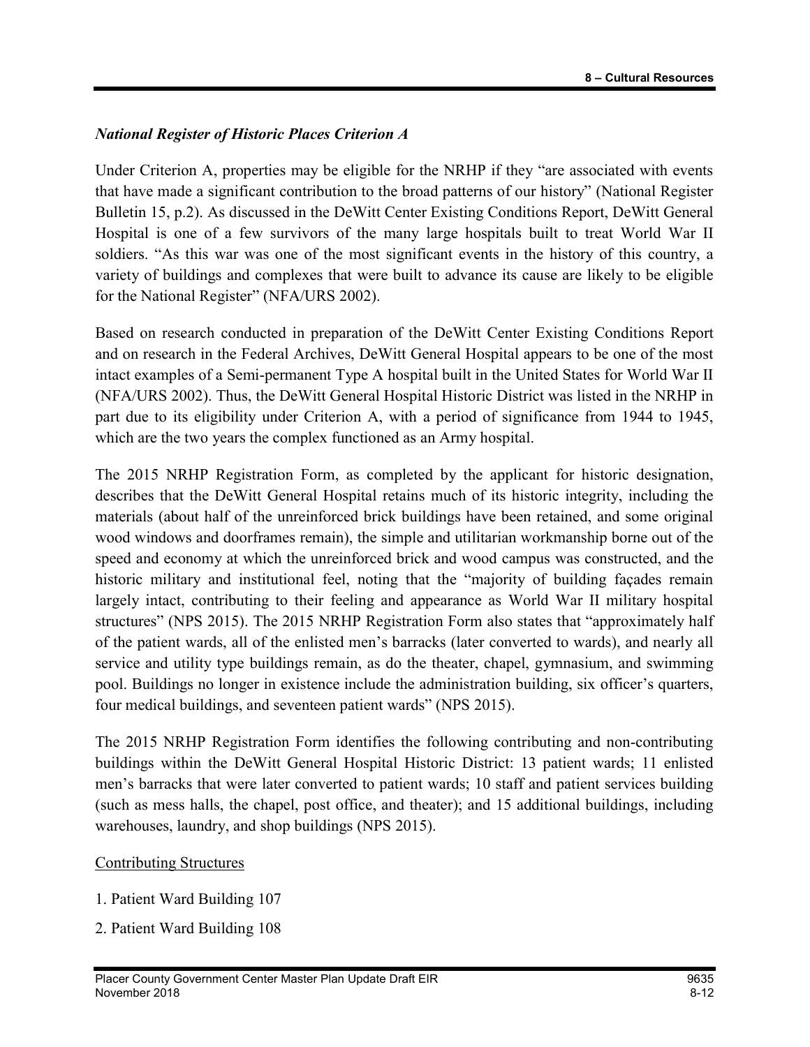### *National Register of Historic Places Criterion A*

Under Criterion A, properties may be eligible for the NRHP if they "are associated with events that have made a significant contribution to the broad patterns of our history" (National Register Bulletin 15, p.2). As discussed in the DeWitt Center Existing Conditions Report, DeWitt General Hospital is one of a few survivors of the many large hospitals built to treat World War II soldiers. "As this war was one of the most significant events in the history of this country, a variety of buildings and complexes that were built to advance its cause are likely to be eligible for the National Register" (NFA/URS 2002).

Based on research conducted in preparation of the DeWitt Center Existing Conditions Report and on research in the Federal Archives, DeWitt General Hospital appears to be one of the most intact examples of a Semi-permanent Type A hospital built in the United States for World War II (NFA/URS 2002). Thus, the DeWitt General Hospital Historic District was listed in the NRHP in part due to its eligibility under Criterion A, with a period of significance from 1944 to 1945, which are the two years the complex functioned as an Army hospital.

The 2015 NRHP Registration Form, as completed by the applicant for historic designation, describes that the DeWitt General Hospital retains much of its historic integrity, including the materials (about half of the unreinforced brick buildings have been retained, and some original wood windows and doorframes remain), the simple and utilitarian workmanship borne out of the speed and economy at which the unreinforced brick and wood campus was constructed, and the historic military and institutional feel, noting that the "majority of building façades remain largely intact, contributing to their feeling and appearance as World War II military hospital structures" (NPS 2015). The 2015 NRHP Registration Form also states that "approximately half of the patient wards, all of the enlisted men's barracks (later converted to wards), and nearly all service and utility type buildings remain, as do the theater, chapel, gymnasium, and swimming pool. Buildings no longer in existence include the administration building, six officer's quarters, four medical buildings, and seventeen patient wards" (NPS 2015).

The 2015 NRHP Registration Form identifies the following contributing and non-contributing buildings within the DeWitt General Hospital Historic District: 13 patient wards; 11 enlisted men's barracks that were later converted to patient wards; 10 staff and patient services building (such as mess halls, the chapel, post office, and theater); and 15 additional buildings, including warehouses, laundry, and shop buildings (NPS 2015).

<u>Contributing Structures</u>

1. Patient Ward Building 107
2. Patient Ward Building 108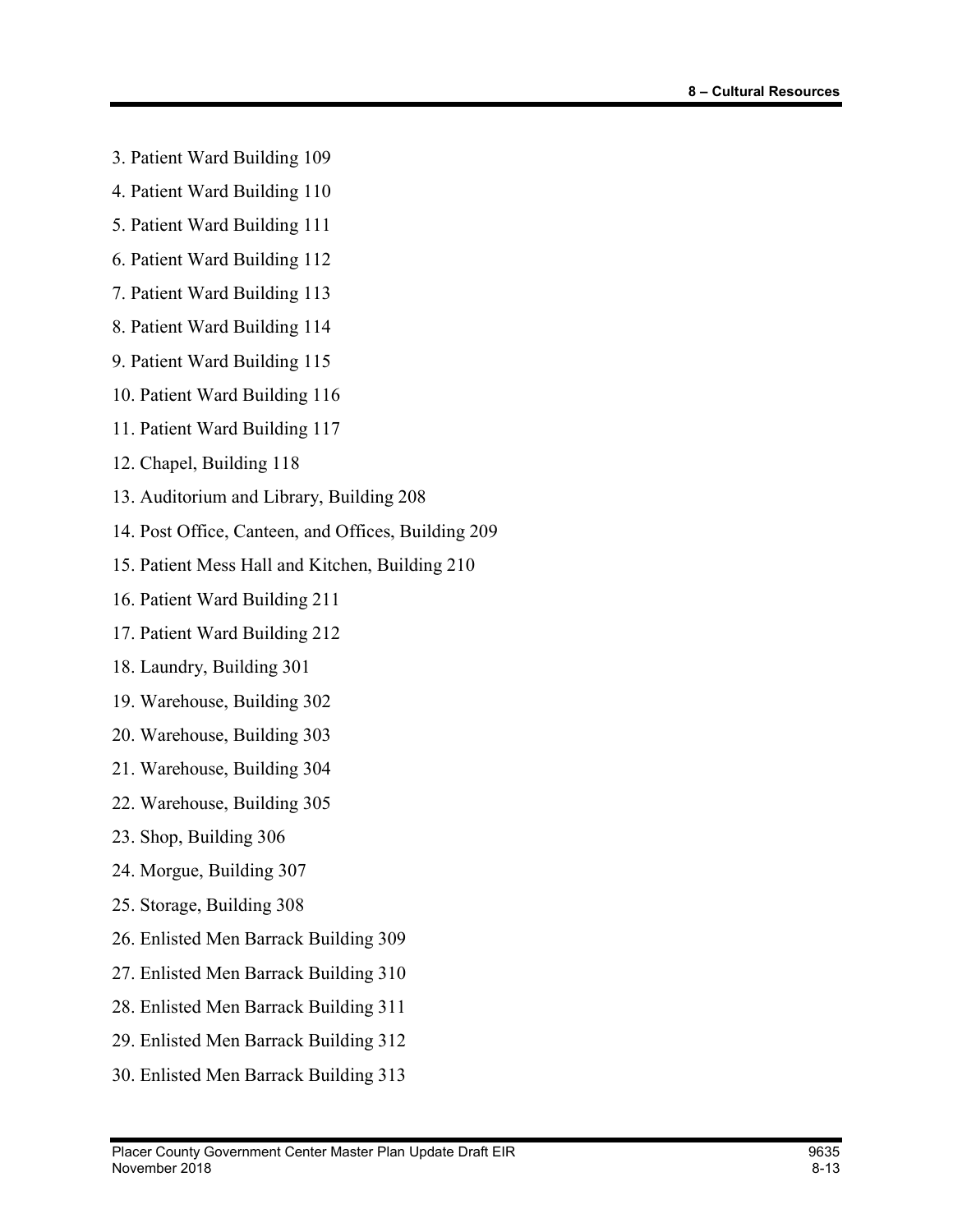3. Patient Ward Building 109
4. Patient Ward Building 110
5. Patient Ward Building 111
6. Patient Ward Building 112
7. Patient Ward Building 113
8. Patient Ward Building 114
9. Patient Ward Building 115
10. Patient Ward Building 116
11. Patient Ward Building 117
12. Chapel, Building 118
13. Auditorium and Library, Building 208
14. Post Office, Canteen, and Offices, Building 209
15. Patient Mess Hall and Kitchen, Building 210
16. Patient Ward Building 211
17. Patient Ward Building 212
18. Laundry, Building 301
19. Warehouse, Building 302
20. Warehouse, Building 303
21. Warehouse, Building 304
22. Warehouse, Building 305
23. Shop, Building 306
24. Morgue, Building 307
25. Storage, Building 308
26. Enlisted Men Barrack Building 309
27. Enlisted Men Barrack Building 310
28. Enlisted Men Barrack Building 311
29. Enlisted Men Barrack Building 312
30. Enlisted Men Barrack Building 313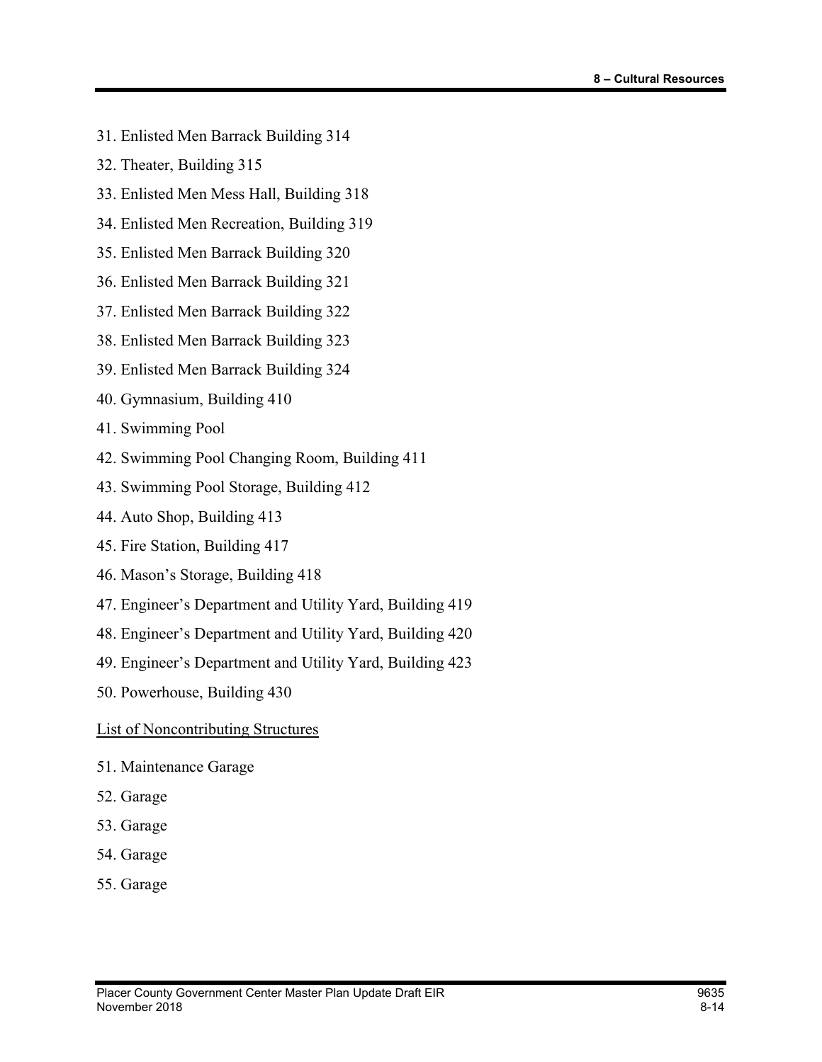31. Enlisted Men Barrack Building 314
32. Theater, Building 315
33. Enlisted Men Mess Hall, Building 318
34. Enlisted Men Recreation, Building 319
35. Enlisted Men Barrack Building 320
36. Enlisted Men Barrack Building 321
37. Enlisted Men Barrack Building 322
38. Enlisted Men Barrack Building 323
39. Enlisted Men Barrack Building 324
40. Gymnasium, Building 410
41. Swimming Pool
42. Swimming Pool Changing Room, Building 411
43. Swimming Pool Storage, Building 412
44. Auto Shop, Building 413
45. Fire Station, Building 417
46. Mason's Storage, Building 418
47. Engineer's Department and Utility Yard, Building 419
48. Engineer's Department and Utility Yard, Building 420
49. Engineer's Department and Utility Yard, Building 423
50. Powerhouse, Building 430

<u>List of Noncontributing Structures</u>

51. Maintenance Garage
52. Garage
53. Garage
54. Garage
55. Garage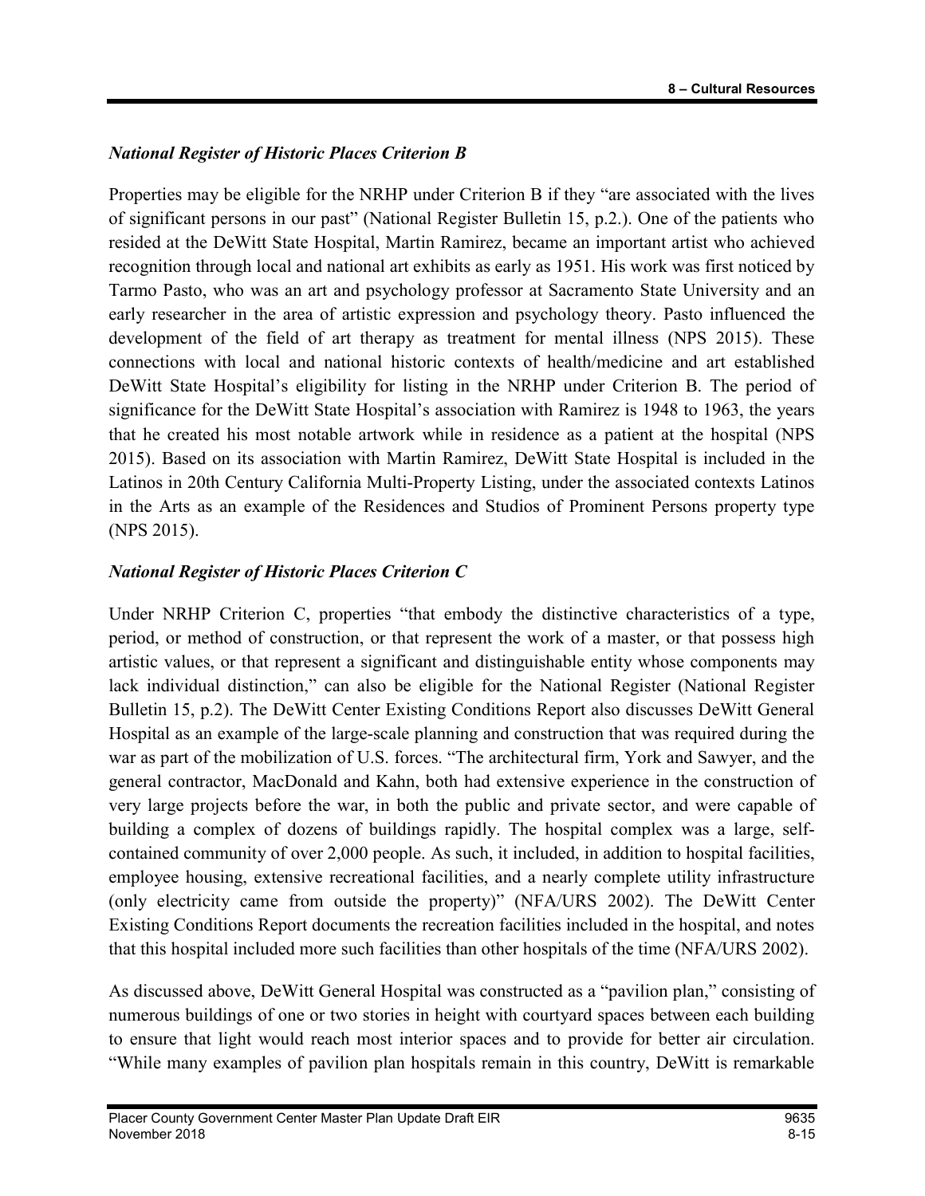### *National Register of Historic Places Criterion B*

Properties may be eligible for the NRHP under Criterion B if they "are associated with the lives of significant persons in our past" (National Register Bulletin 15, p.2.). One of the patients who resided at the DeWitt State Hospital, Martin Ramirez, became an important artist who achieved recognition through local and national art exhibits as early as 1951. His work was first noticed by Tarmo Pasto, who was an art and psychology professor at Sacramento State University and an early researcher in the area of artistic expression and psychology theory. Pasto influenced the development of the field of art therapy as treatment for mental illness (NPS 2015). These connections with local and national historic contexts of health/medicine and art established DeWitt State Hospital's eligibility for listing in the NRHP under Criterion B. The period of significance for the DeWitt State Hospital's association with Ramirez is 1948 to 1963, the years that he created his most notable artwork while in residence as a patient at the hospital (NPS 2015). Based on its association with Martin Ramirez, DeWitt State Hospital is included in the Latinos in 20th Century California Multi-Property Listing, under the associated contexts Latinos in the Arts as an example of the Residences and Studios of Prominent Persons property type (NPS 2015).

### *National Register of Historic Places Criterion C*

Under NRHP Criterion C, properties "that embody the distinctive characteristics of a type, period, or method of construction, or that represent the work of a master, or that possess high artistic values, or that represent a significant and distinguishable entity whose components may lack individual distinction," can also be eligible for the National Register (National Register Bulletin 15, p.2). The DeWitt Center Existing Conditions Report also discusses DeWitt General Hospital as an example of the large-scale planning and construction that was required during the war as part of the mobilization of U.S. forces. "The architectural firm, York and Sawyer, and the general contractor, MacDonald and Kahn, both had extensive experience in the construction of very large projects before the war, in both the public and private sector, and were capable of building a complex of dozens of buildings rapidly. The hospital complex was a large, self-contained community of over 2,000 people. As such, it included, in addition to hospital facilities, employee housing, extensive recreational facilities, and a nearly complete utility infrastructure (only electricity came from outside the property)" (NFA/URS 2002). The DeWitt Center Existing Conditions Report documents the recreation facilities included in the hospital, and notes that this hospital included more such facilities than other hospitals of the time (NFA/URS 2002).

As discussed above, DeWitt General Hospital was constructed as a "pavilion plan," consisting of numerous buildings of one or two stories in height with courtyard spaces between each building to ensure that light would reach most interior spaces and to provide for better air circulation. "While many examples of pavilion plan hospitals remain in this country, DeWitt is remarkable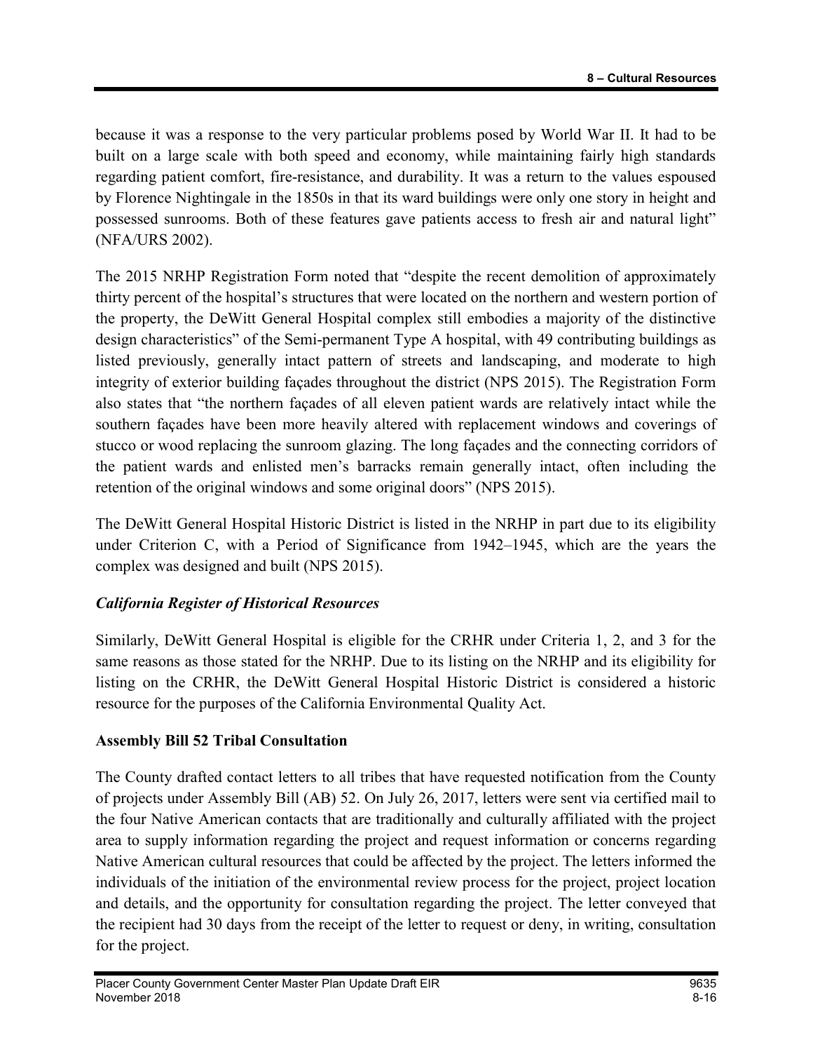because it was a response to the very particular problems posed by World War II. It had to be built on a large scale with both speed and economy, while maintaining fairly high standards regarding patient comfort, fire-resistance, and durability. It was a return to the values espoused by Florence Nightingale in the 1850s in that its ward buildings were only one story in height and possessed sunrooms. Both of these features gave patients access to fresh air and natural light" (NFA/URS 2002).

The 2015 NRHP Registration Form noted that "despite the recent demolition of approximately thirty percent of the hospital's structures that were located on the northern and western portion of the property, the DeWitt General Hospital complex still embodies a majority of the distinctive design characteristics" of the Semi-permanent Type A hospital, with 49 contributing buildings as listed previously, generally intact pattern of streets and landscaping, and moderate to high integrity of exterior building façades throughout the district (NPS 2015). The Registration Form also states that "the northern façades of all eleven patient wards are relatively intact while the southern façades have been more heavily altered with replacement windows and coverings of stucco or wood replacing the sunroom glazing. The long façades and the connecting corridors of the patient wards and enlisted men's barracks remain generally intact, often including the retention of the original windows and some original doors" (NPS 2015).

The DeWitt General Hospital Historic District is listed in the NRHP in part due to its eligibility under Criterion C, with a Period of Significance from 1942–1945, which are the years the complex was designed and built (NPS 2015).

### *California Register of Historical Resources*

Similarly, DeWitt General Hospital is eligible for the CRHR under Criteria 1, 2, and 3 for the same reasons as those stated for the NRHP. Due to its listing on the NRHP and its eligibility for listing on the CRHR, the DeWitt General Hospital Historic District is considered a historic resource for the purposes of the California Environmental Quality Act.

## Assembly Bill 52 Tribal Consultation

The County drafted contact letters to all tribes that have requested notification from the County of projects under Assembly Bill (AB) 52. On July 26, 2017, letters were sent via certified mail to the four Native American contacts that are traditionally and culturally affiliated with the project area to supply information regarding the project and request information or concerns regarding Native American cultural resources that could be affected by the project. The letters informed the individuals of the initiation of the environmental review process for the project, project location and details, and the opportunity for consultation regarding the project. The letter conveyed that the recipient had 30 days from the receipt of the letter to request or deny, in writing, consultation for the project.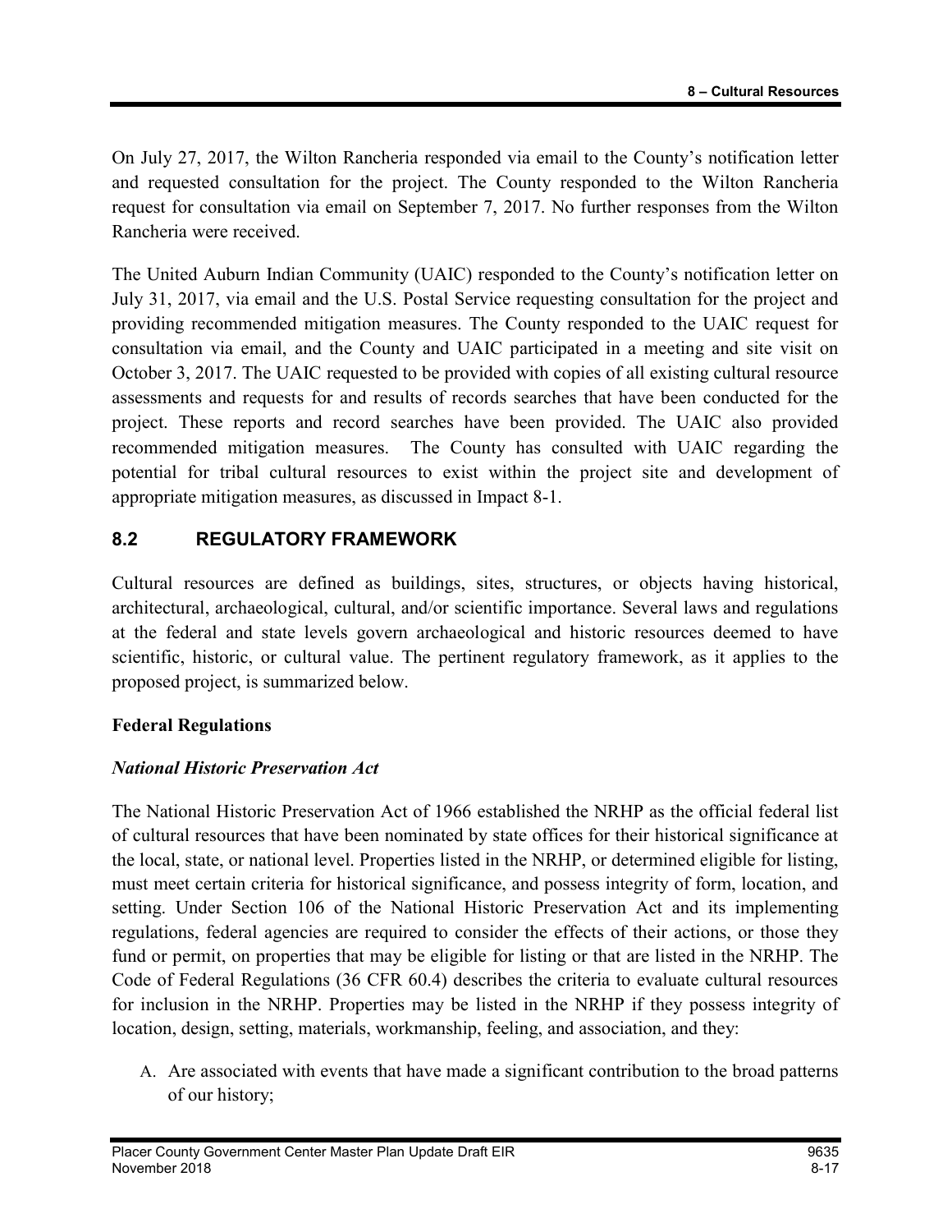On July 27, 2017, the Wilton Rancheria responded via email to the County's notification letter and requested consultation for the project. The County responded to the Wilton Rancheria request for consultation via email on September 7, 2017. No further responses from the Wilton Rancheria were received.

The United Auburn Indian Community (UAIC) responded to the County's notification letter on July 31, 2017, via email and the U.S. Postal Service requesting consultation for the project and providing recommended mitigation measures. The County responded to the UAIC request for consultation via email, and the County and UAIC participated in a meeting and site visit on October 3, 2017. The UAIC requested to be provided with copies of all existing cultural resource assessments and requests for and results of records searches that have been conducted for the project. These reports and record searches have been provided. The UAIC also provided recommended mitigation measures. The County has consulted with UAIC regarding the potential for tribal cultural resources to exist within the project site and development of appropriate mitigation measures, as discussed in Impact 8-1.

## 8.2 REGULATORY FRAMEWORK

Cultural resources are defined as buildings, sites, structures, or objects having historical, architectural, archaeological, cultural, and/or scientific importance. Several laws and regulations at the federal and state levels govern archaeological and historic resources deemed to have scientific, historic, or cultural value. The pertinent regulatory framework, as it applies to the proposed project, is summarized below.

### Federal Regulations

#### *National Historic Preservation Act*

The National Historic Preservation Act of 1966 established the NRHP as the official federal list of cultural resources that have been nominated by state offices for their historical significance at the local, state, or national level. Properties listed in the NRHP, or determined eligible for listing, must meet certain criteria for historical significance, and possess integrity of form, location, and setting. Under Section 106 of the National Historic Preservation Act and its implementing regulations, federal agencies are required to consider the effects of their actions, or those they fund or permit, on properties that may be eligible for listing or that are listed in the NRHP. The Code of Federal Regulations (36 CFR 60.4) describes the criteria to evaluate cultural resources for inclusion in the NRHP. Properties may be listed in the NRHP if they possess integrity of location, design, setting, materials, workmanship, feeling, and association, and they:

A. Are associated with events that have made a significant contribution to the broad patterns of our history;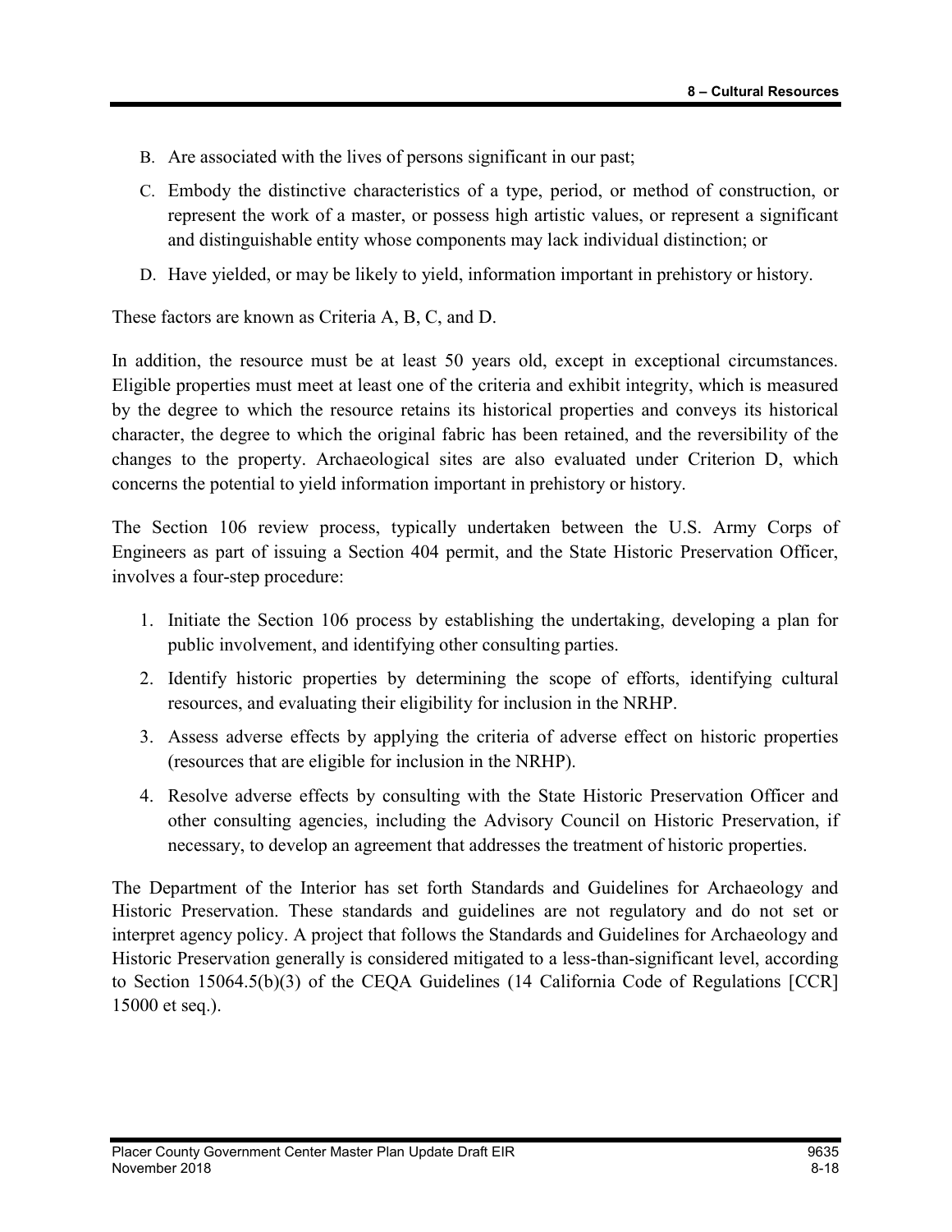B. Are associated with the lives of persons significant in our past;

C. Embody the distinctive characteristics of a type, period, or method of construction, or represent the work of a master, or possess high artistic values, or represent a significant and distinguishable entity whose components may lack individual distinction; or

D. Have yielded, or may be likely to yield, information important in prehistory or history.

These factors are known as Criteria A, B, C, and D.

In addition, the resource must be at least 50 years old, except in exceptional circumstances. Eligible properties must meet at least one of the criteria and exhibit integrity, which is measured by the degree to which the resource retains its historical properties and conveys its historical character, the degree to which the original fabric has been retained, and the reversibility of the changes to the property. Archaeological sites are also evaluated under Criterion D, which concerns the potential to yield information important in prehistory or history.

The Section 106 review process, typically undertaken between the U.S. Army Corps of Engineers as part of issuing a Section 404 permit, and the State Historic Preservation Officer, involves a four-step procedure:

1. Initiate the Section 106 process by establishing the undertaking, developing a plan for public involvement, and identifying other consulting parties.
2. Identify historic properties by determining the scope of efforts, identifying cultural resources, and evaluating their eligibility for inclusion in the NRHP.
3. Assess adverse effects by applying the criteria of adverse effect on historic properties (resources that are eligible for inclusion in the NRHP).
4. Resolve adverse effects by consulting with the State Historic Preservation Officer and other consulting agencies, including the Advisory Council on Historic Preservation, if necessary, to develop an agreement that addresses the treatment of historic properties.

The Department of the Interior has set forth Standards and Guidelines for Archaeology and Historic Preservation. These standards and guidelines are not regulatory and do not set or interpret agency policy. A project that follows the Standards and Guidelines for Archaeology and Historic Preservation generally is considered mitigated to a less-than-significant level, according to Section 15064.5(b)(3) of the CEQA Guidelines (14 California Code of Regulations [CCR] 15000 et seq.).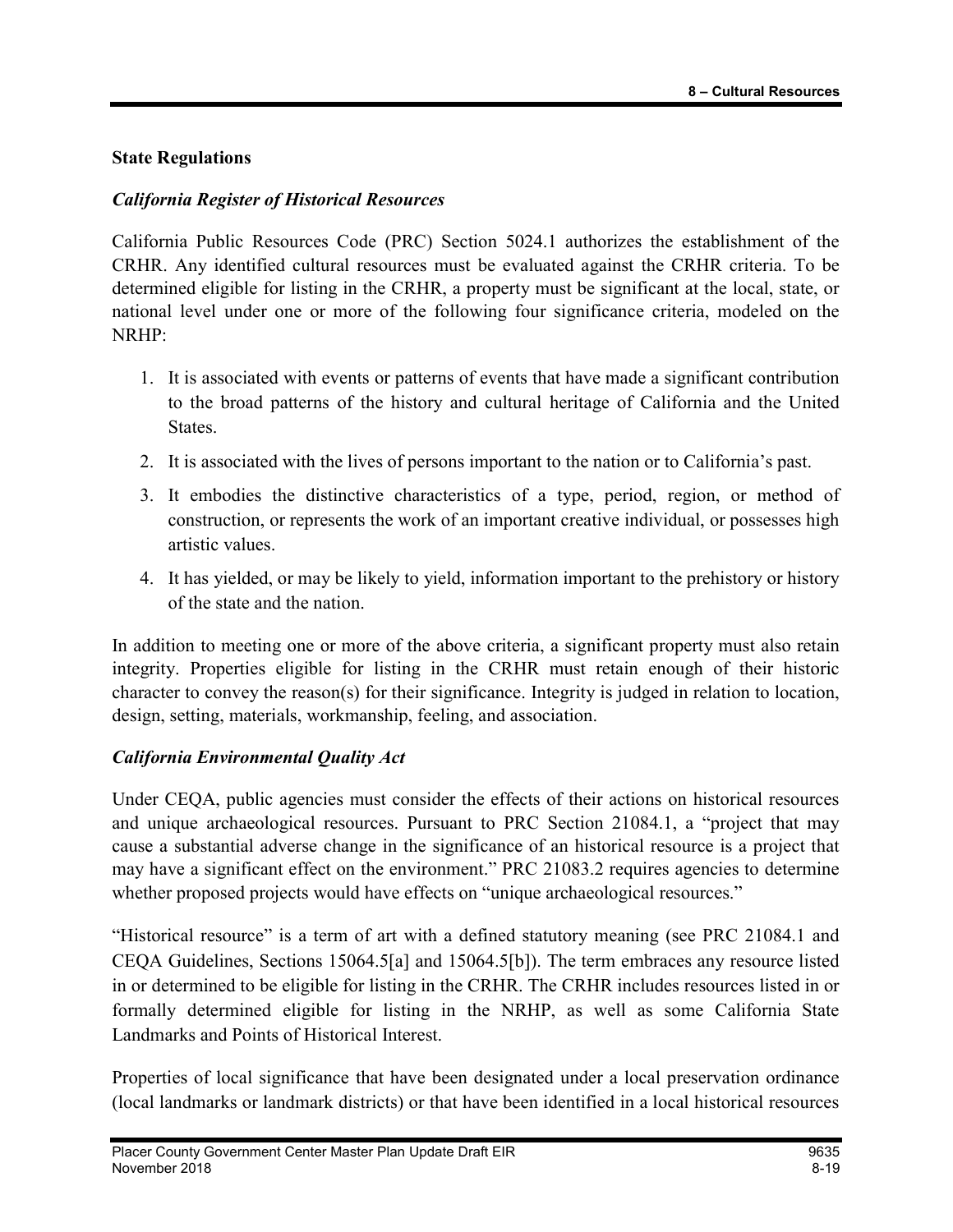### State Regulations

#### *California Register of Historical Resources*

California Public Resources Code (PRC) Section 5024.1 authorizes the establishment of the CRHR. Any identified cultural resources must be evaluated against the CRHR criteria. To be determined eligible for listing in the CRHR, a property must be significant at the local, state, or national level under one or more of the following four significance criteria, modeled on the NRHP:

1. It is associated with events or patterns of events that have made a significant contribution to the broad patterns of the history and cultural heritage of California and the United States.
2. It is associated with the lives of persons important to the nation or to California's past.
3. It embodies the distinctive characteristics of a type, period, region, or method of construction, or represents the work of an important creative individual, or possesses high artistic values.
4. It has yielded, or may be likely to yield, information important to the prehistory or history of the state and the nation.

In addition to meeting one or more of the above criteria, a significant property must also retain integrity. Properties eligible for listing in the CRHR must retain enough of their historic character to convey the reason(s) for their significance. Integrity is judged in relation to location, design, setting, materials, workmanship, feeling, and association.

#### *California Environmental Quality Act*

Under CEQA, public agencies must consider the effects of their actions on historical resources and unique archaeological resources. Pursuant to PRC Section 21084.1, a "project that may cause a substantial adverse change in the significance of an historical resource is a project that may have a significant effect on the environment." PRC 21083.2 requires agencies to determine whether proposed projects would have effects on "unique archaeological resources."

"Historical resource" is a term of art with a defined statutory meaning (see PRC 21084.1 and CEQA Guidelines, Sections 15064.5[a] and 15064.5[b]). The term embraces any resource listed in or determined to be eligible for listing in the CRHR. The CRHR includes resources listed in or formally determined eligible for listing in the NRHP, as well as some California State Landmarks and Points of Historical Interest.

Properties of local significance that have been designated under a local preservation ordinance (local landmarks or landmark districts) or that have been identified in a local historical resources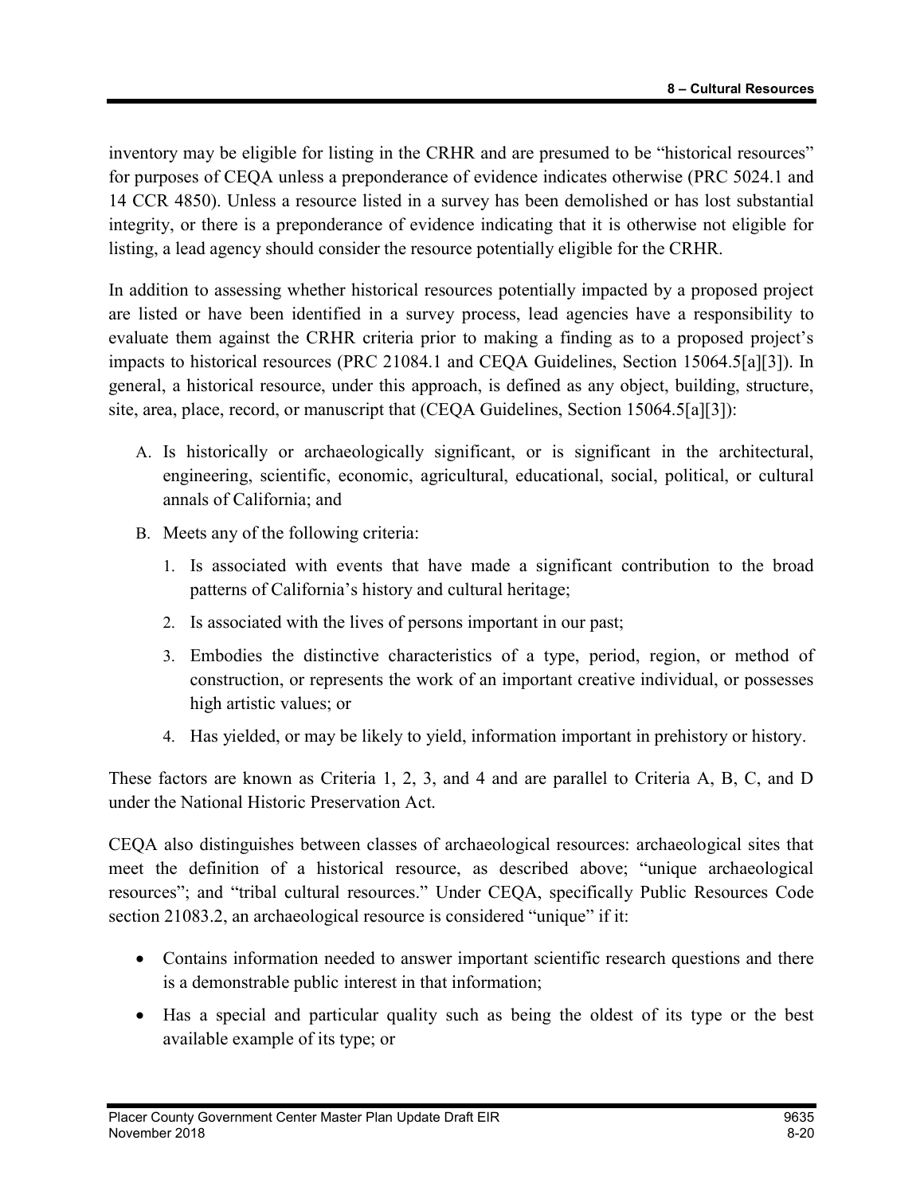inventory may be eligible for listing in the CRHR and are presumed to be "historical resources" for purposes of CEQA unless a preponderance of evidence indicates otherwise (PRC 5024.1 and 14 CCR 4850). Unless a resource listed in a survey has been demolished or has lost substantial integrity, or there is a preponderance of evidence indicating that it is otherwise not eligible for listing, a lead agency should consider the resource potentially eligible for the CRHR.

In addition to assessing whether historical resources potentially impacted by a proposed project are listed or have been identified in a survey process, lead agencies have a responsibility to evaluate them against the CRHR criteria prior to making a finding as to a proposed project's impacts to historical resources (PRC 21084.1 and CEQA Guidelines, Section 15064.5[a][3]). In general, a historical resource, under this approach, is defined as any object, building, structure, site, area, place, record, or manuscript that (CEQA Guidelines, Section 15064.5[a][3]):

A. Is historically or archaeologically significant, or is significant in the architectural, engineering, scientific, economic, agricultural, educational, social, political, or cultural annals of California; and

B. Meets any of the following criteria:

   1. Is associated with events that have made a significant contribution to the broad patterns of California's history and cultural heritage;

   2. Is associated with the lives of persons important in our past;

   3. Embodies the distinctive characteristics of a type, period, region, or method of construction, or represents the work of an important creative individual, or possesses high artistic values; or

   4. Has yielded, or may be likely to yield, information important in prehistory or history.

These factors are known as Criteria 1, 2, 3, and 4 and are parallel to Criteria A, B, C, and D under the National Historic Preservation Act.

CEQA also distinguishes between classes of archaeological resources: archaeological sites that meet the definition of a historical resource, as described above; "unique archaeological resources"; and "tribal cultural resources." Under CEQA, specifically Public Resources Code section 21083.2, an archaeological resource is considered "unique" if it:

- Contains information needed to answer important scientific research questions and there is a demonstrable public interest in that information;
- Has a special and particular quality such as being the oldest of its type or the best available example of its type; or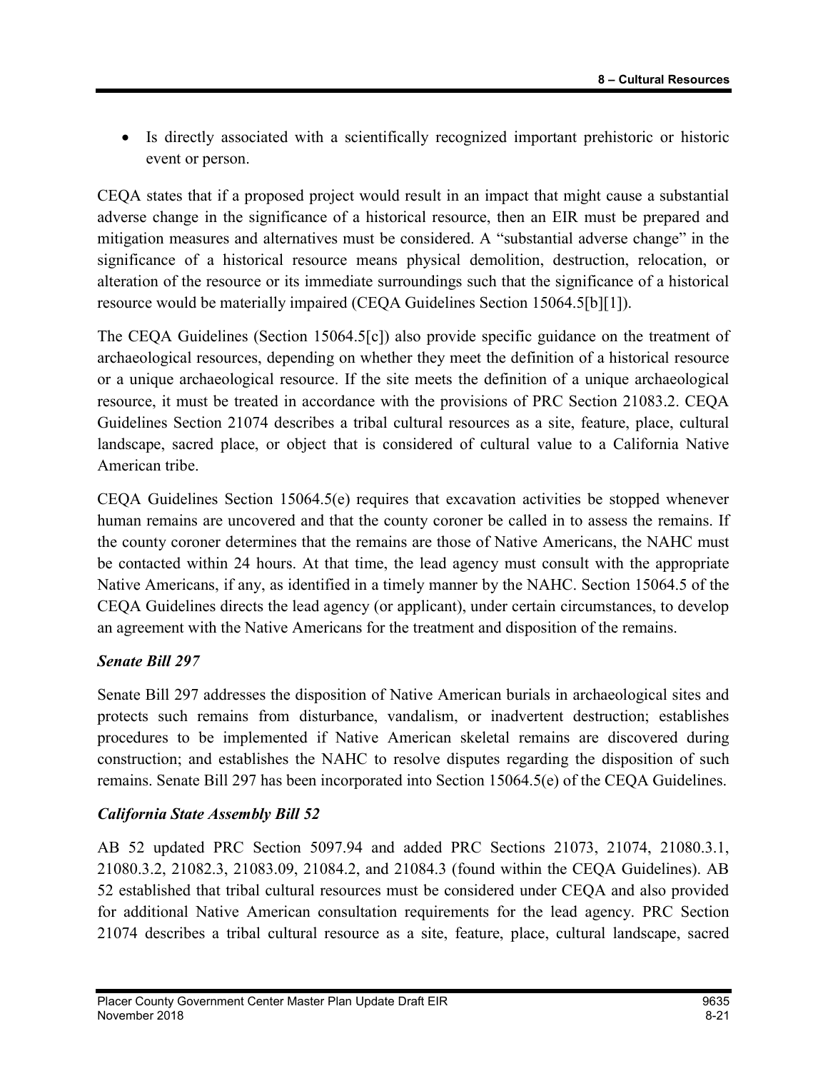- Is directly associated with a scientifically recognized important prehistoric or historic event or person.

CEQA states that if a proposed project would result in an impact that might cause a substantial adverse change in the significance of a historical resource, then an EIR must be prepared and mitigation measures and alternatives must be considered. A "substantial adverse change" in the significance of a historical resource means physical demolition, destruction, relocation, or alteration of the resource or its immediate surroundings such that the significance of a historical resource would be materially impaired (CEQA Guidelines Section 15064.5[b][1]).

The CEQA Guidelines (Section 15064.5[c]) also provide specific guidance on the treatment of archaeological resources, depending on whether they meet the definition of a historical resource or a unique archaeological resource. If the site meets the definition of a unique archaeological resource, it must be treated in accordance with the provisions of PRC Section 21083.2. CEQA Guidelines Section 21074 describes a tribal cultural resources as a site, feature, place, cultural landscape, sacred place, or object that is considered of cultural value to a California Native American tribe.

CEQA Guidelines Section 15064.5(e) requires that excavation activities be stopped whenever human remains are uncovered and that the county coroner be called in to assess the remains. If the county coroner determines that the remains are those of Native Americans, the NAHC must be contacted within 24 hours. At that time, the lead agency must consult with the appropriate Native Americans, if any, as identified in a timely manner by the NAHC. Section 15064.5 of the CEQA Guidelines directs the lead agency (or applicant), under certain circumstances, to develop an agreement with the Native Americans for the treatment and disposition of the remains.

***Senate Bill 297***

Senate Bill 297 addresses the disposition of Native American burials in archaeological sites and protects such remains from disturbance, vandalism, or inadvertent destruction; establishes procedures to be implemented if Native American skeletal remains are discovered during construction; and establishes the NAHC to resolve disputes regarding the disposition of such remains. Senate Bill 297 has been incorporated into Section 15064.5(e) of the CEQA Guidelines.

***California State Assembly Bill 52***

AB 52 updated PRC Section 5097.94 and added PRC Sections 21073, 21074, 21080.3.1, 21080.3.2, 21082.3, 21083.09, 21084.2, and 21084.3 (found within the CEQA Guidelines). AB 52 established that tribal cultural resources must be considered under CEQA and also provided for additional Native American consultation requirements for the lead agency. PRC Section 21074 describes a tribal cultural resource as a site, feature, place, cultural landscape, sacred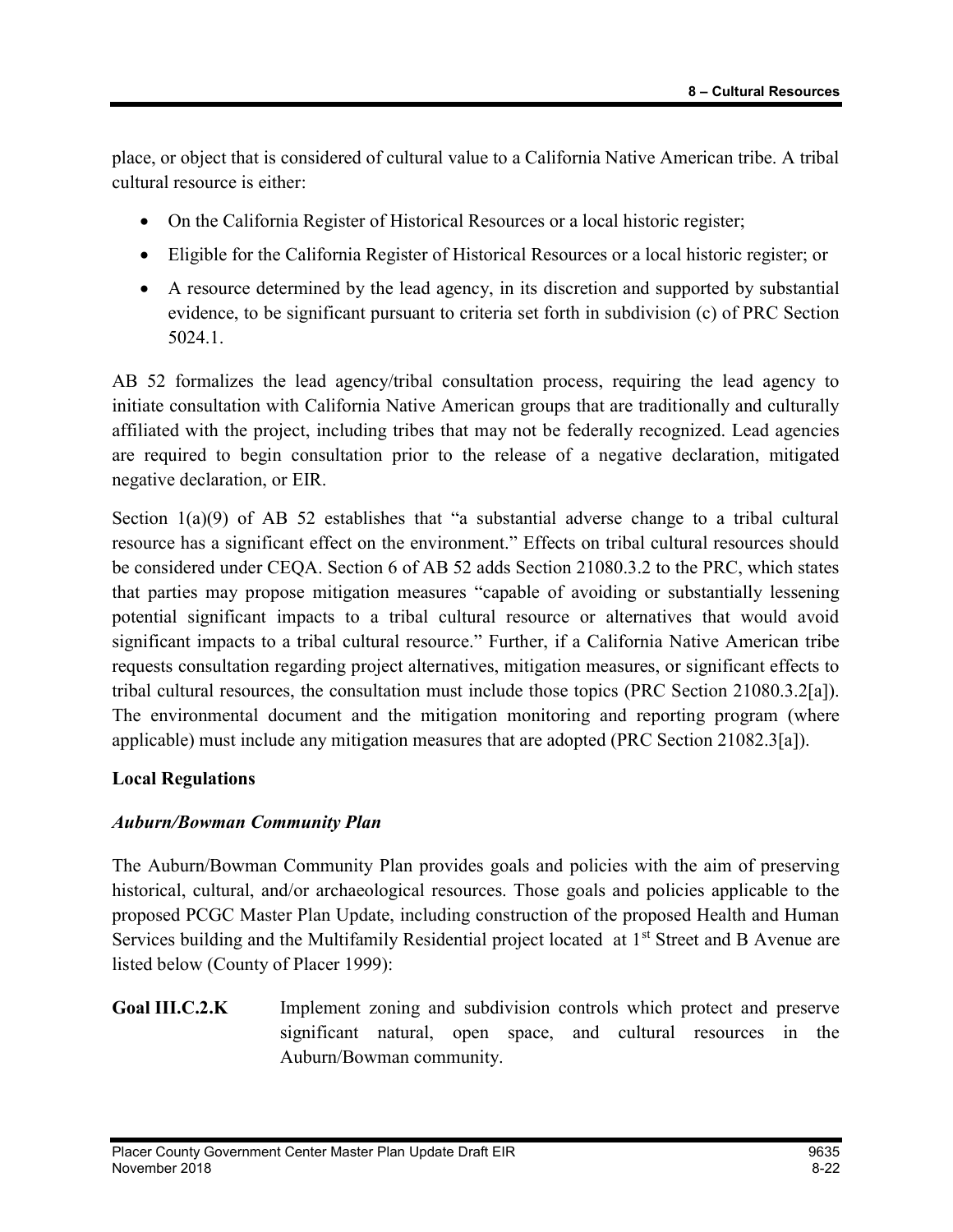place, or object that is considered of cultural value to a California Native American tribe. A tribal cultural resource is either:

- On the California Register of Historical Resources or a local historic register;
- Eligible for the California Register of Historical Resources or a local historic register; or
- A resource determined by the lead agency, in its discretion and supported by substantial evidence, to be significant pursuant to criteria set forth in subdivision (c) of PRC Section 5024.1.

AB 52 formalizes the lead agency/tribal consultation process, requiring the lead agency to initiate consultation with California Native American groups that are traditionally and culturally affiliated with the project, including tribes that may not be federally recognized. Lead agencies are required to begin consultation prior to the release of a negative declaration, mitigated negative declaration, or EIR.

Section 1(a)(9) of AB 52 establishes that "a substantial adverse change to a tribal cultural resource has a significant effect on the environment." Effects on tribal cultural resources should be considered under CEQA. Section 6 of AB 52 adds Section 21080.3.2 to the PRC, which states that parties may propose mitigation measures "capable of avoiding or substantially lessening potential significant impacts to a tribal cultural resource or alternatives that would avoid significant impacts to a tribal cultural resource." Further, if a California Native American tribe requests consultation regarding project alternatives, mitigation measures, or significant effects to tribal cultural resources, the consultation must include those topics (PRC Section 21080.3.2[a]). The environmental document and the mitigation monitoring and reporting program (where applicable) must include any mitigation measures that are adopted (PRC Section 21082.3[a]).

**Local Regulations**

***Auburn/Bowman Community Plan***

The Auburn/Bowman Community Plan provides goals and policies with the aim of preserving historical, cultural, and/or archaeological resources. Those goals and policies applicable to the proposed PCGC Master Plan Update, including construction of the proposed Health and Human Services building and the Multifamily Residential project located at 1st Street and B Avenue are listed below (County of Placer 1999):

**Goal III.C.2.K** Implement zoning and subdivision controls which protect and preserve significant natural, open space, and cultural resources in the Auburn/Bowman community.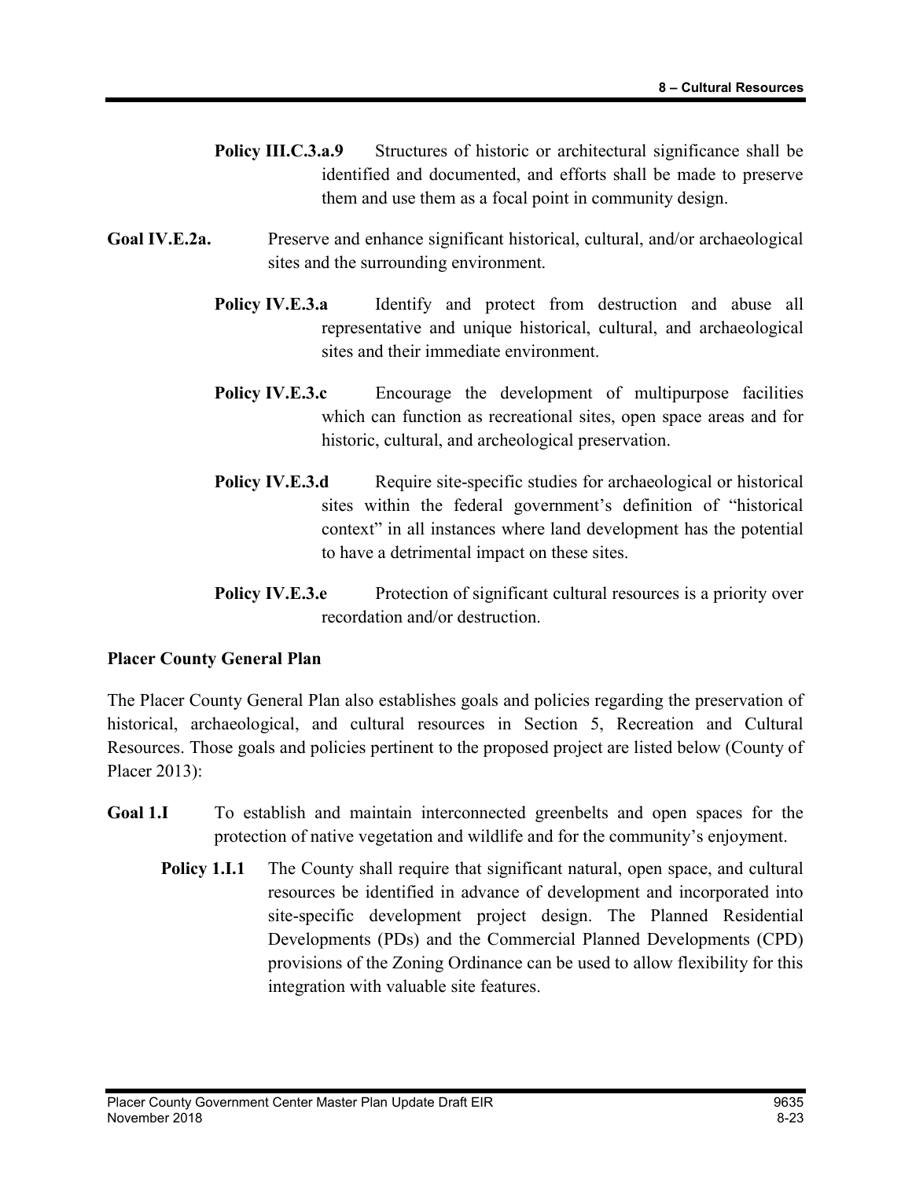**Policy III.C.3.a.9** Structures of historic or architectural significance shall be identified and documented, and efforts shall be made to preserve them and use them as a focal point in community design.

**Goal IV.E.2a.** Preserve and enhance significant historical, cultural, and/or archaeological sites and the surrounding environment.

**Policy IV.E.3.a** Identify and protect from destruction and abuse all representative and unique historical, cultural, and archaeological sites and their immediate environment.

**Policy IV.E.3.c** Encourage the development of multipurpose facilities which can function as recreational sites, open space areas and for historic, cultural, and archeological preservation.

**Policy IV.E.3.d** Require site-specific studies for archaeological or historical sites within the federal government's definition of "historical context" in all instances where land development has the potential to have a detrimental impact on these sites.

**Policy IV.E.3.e** Protection of significant cultural resources is a priority over recordation and/or destruction.

**Placer County General Plan**

The Placer County General Plan also establishes goals and policies regarding the preservation of historical, archaeological, and cultural resources in Section 5, Recreation and Cultural Resources. Those goals and policies pertinent to the proposed project are listed below (County of Placer 2013):

**Goal 1.I** To establish and maintain interconnected greenbelts and open spaces for the protection of native vegetation and wildlife and for the community's enjoyment.

**Policy 1.I.1** The County shall require that significant natural, open space, and cultural resources be identified in advance of development and incorporated into site-specific development project design. The Planned Residential Developments (PDs) and the Commercial Planned Developments (CPD) provisions of the Zoning Ordinance can be used to allow flexibility for this integration with valuable site features.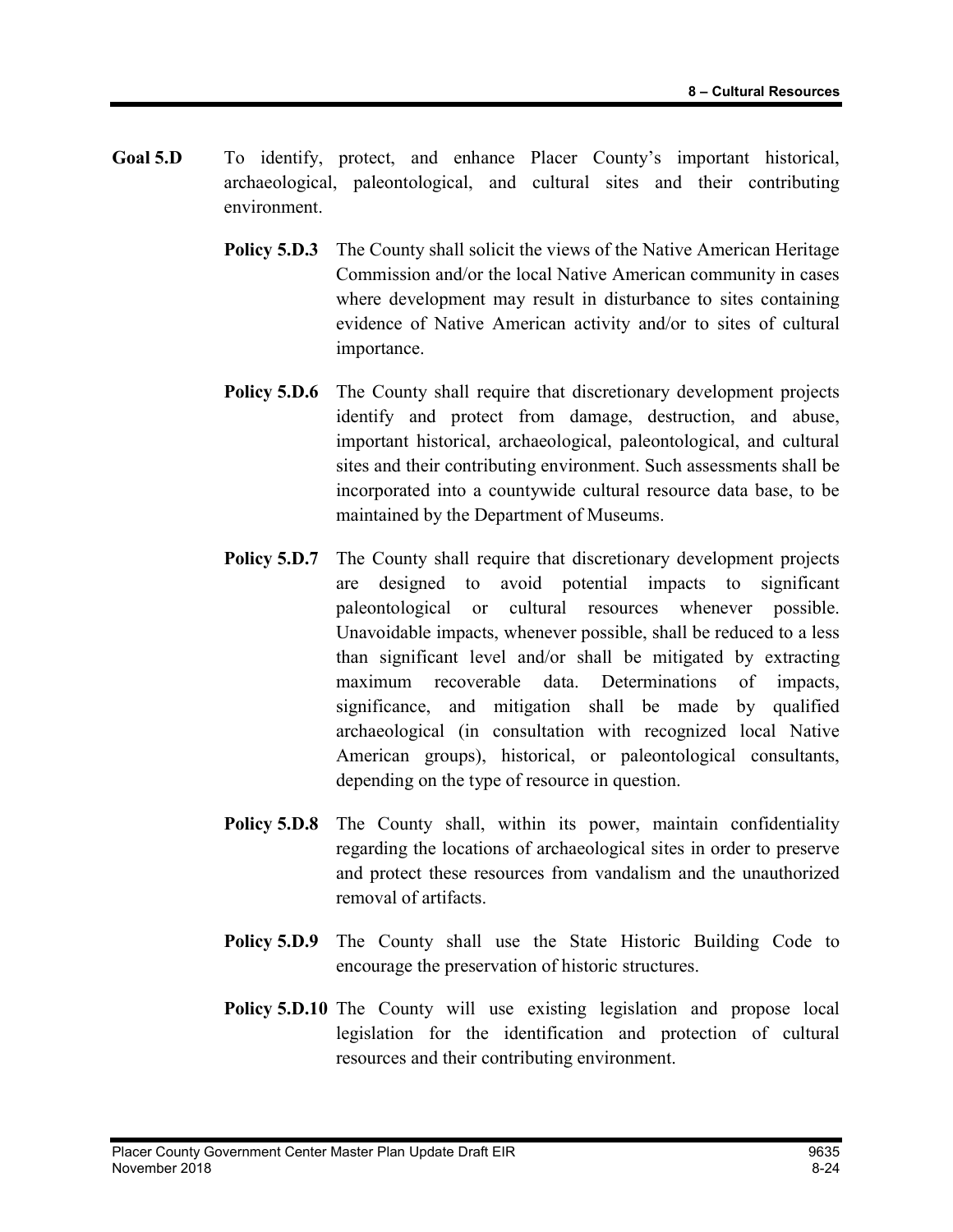**Goal 5.D** To identify, protect, and enhance Placer County's important historical, archaeological, paleontological, and cultural sites and their contributing environment.

**Policy 5.D.3** The County shall solicit the views of the Native American Heritage Commission and/or the local Native American community in cases where development may result in disturbance to sites containing evidence of Native American activity and/or to sites of cultural importance.

**Policy 5.D.6** The County shall require that discretionary development projects identify and protect from damage, destruction, and abuse, important historical, archaeological, paleontological, and cultural sites and their contributing environment. Such assessments shall be incorporated into a countywide cultural resource data base, to be maintained by the Department of Museums.

**Policy 5.D.7** The County shall require that discretionary development projects are designed to avoid potential impacts to significant paleontological or cultural resources whenever possible. Unavoidable impacts, whenever possible, shall be reduced to a less than significant level and/or shall be mitigated by extracting maximum recoverable data. Determinations of impacts, significance, and mitigation shall be made by qualified archaeological (in consultation with recognized local Native American groups), historical, or paleontological consultants, depending on the type of resource in question.

**Policy 5.D.8** The County shall, within its power, maintain confidentiality regarding the locations of archaeological sites in order to preserve and protect these resources from vandalism and the unauthorized removal of artifacts.

**Policy 5.D.9** The County shall use the State Historic Building Code to encourage the preservation of historic structures.

**Policy 5.D.10** The County will use existing legislation and propose local legislation for the identification and protection of cultural resources and their contributing environment.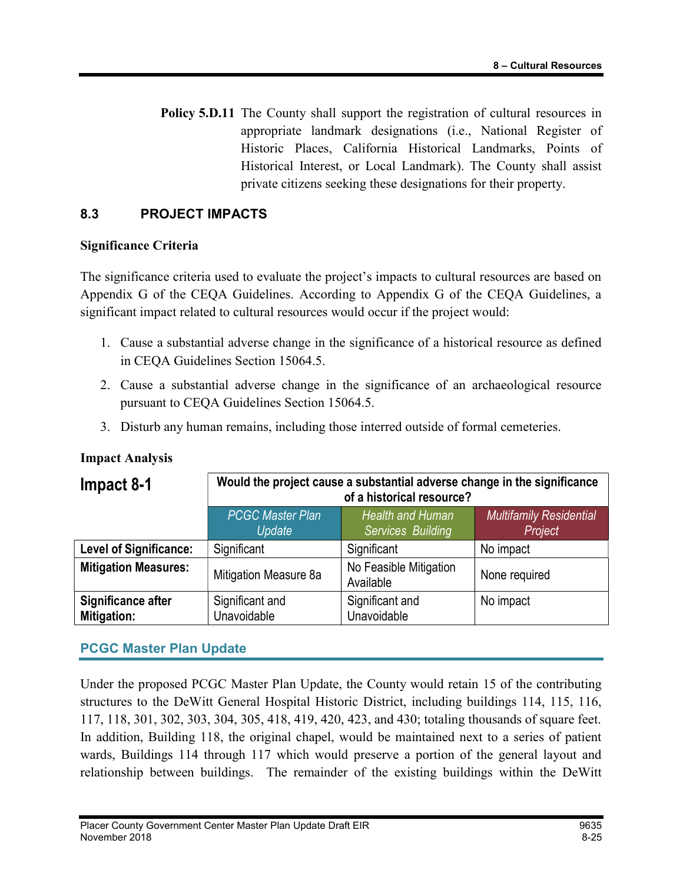**Policy 5.D.11** The County shall support the registration of cultural resources in appropriate landmark designations (i.e., National Register of Historic Places, California Historical Landmarks, Points of Historical Interest, or Local Landmark). The County shall assist private citizens seeking these designations for their property.

## 8.3 PROJECT IMPACTS

### Significance Criteria

The significance criteria used to evaluate the project's impacts to cultural resources are based on Appendix G of the CEQA Guidelines. According to Appendix G of the CEQA Guidelines, a significant impact related to cultural resources would occur if the project would:

1. Cause a substantial adverse change in the significance of a historical resource as defined in CEQA Guidelines Section 15064.5.
2. Cause a substantial adverse change in the significance of an archaeological resource pursuant to CEQA Guidelines Section 15064.5.
3. Disturb any human remains, including those interred outside of formal cemeteries.

### Impact Analysis

| Impact 8-1 | Would the project cause a substantial adverse change in the significance of a historical resource? | | |
|---|---|---|---|
| | *PCGC Master Plan Update* | *Health and Human Services Building* | *Multifamily Residential Project* |
| **Level of Significance:** | Significant | Significant | No impact |
| **Mitigation Measures:** | Mitigation Measure 8a | No Feasible Mitigation Available | None required |
| **Significance after Mitigation:** | Significant and Unavoidable | Significant and Unavoidable | No impact |

### PCGC Master Plan Update

Under the proposed PCGC Master Plan Update, the County would retain 15 of the contributing structures to the DeWitt General Hospital Historic District, including buildings 114, 115, 116, 117, 118, 301, 302, 303, 304, 305, 418, 419, 420, 423, and 430; totaling thousands of square feet. In addition, Building 118, the original chapel, would be maintained next to a series of patient wards, Buildings 114 through 117 which would preserve a portion of the general layout and relationship between buildings. The remainder of the existing buildings within the DeWitt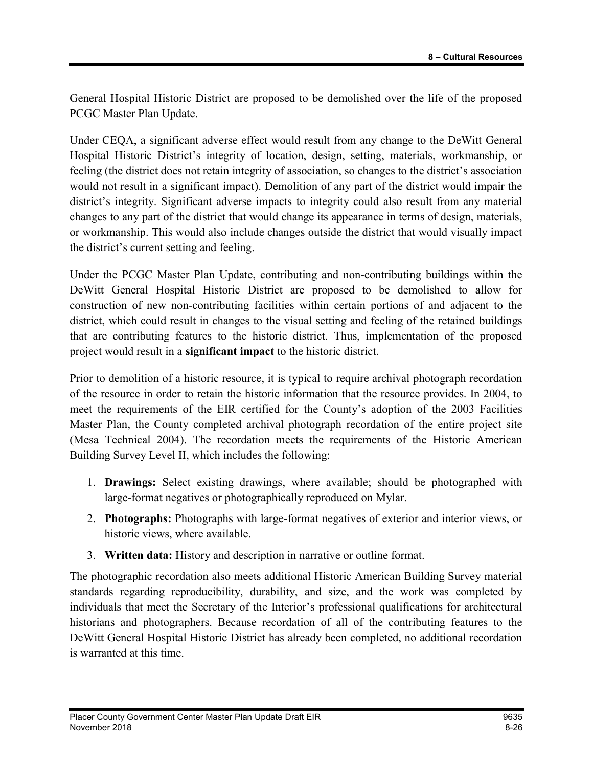General Hospital Historic District are proposed to be demolished over the life of the proposed PCGC Master Plan Update.

Under CEQA, a significant adverse effect would result from any change to the DeWitt General Hospital Historic District's integrity of location, design, setting, materials, workmanship, or feeling (the district does not retain integrity of association, so changes to the district's association would not result in a significant impact). Demolition of any part of the district would impair the district's integrity. Significant adverse impacts to integrity could also result from any material changes to any part of the district that would change its appearance in terms of design, materials, or workmanship. This would also include changes outside the district that would visually impact the district's current setting and feeling.

Under the PCGC Master Plan Update, contributing and non-contributing buildings within the DeWitt General Hospital Historic District are proposed to be demolished to allow for construction of new non-contributing facilities within certain portions of and adjacent to the district, which could result in changes to the visual setting and feeling of the retained buildings that are contributing features to the historic district. Thus, implementation of the proposed project would result in a **significant impact** to the historic district.

Prior to demolition of a historic resource, it is typical to require archival photograph recordation of the resource in order to retain the historic information that the resource provides. In 2004, to meet the requirements of the EIR certified for the County's adoption of the 2003 Facilities Master Plan, the County completed archival photograph recordation of the entire project site (Mesa Technical 2004). The recordation meets the requirements of the Historic American Building Survey Level II, which includes the following:

1. **Drawings:** Select existing drawings, where available; should be photographed with large-format negatives or photographically reproduced on Mylar.
2. **Photographs:** Photographs with large-format negatives of exterior and interior views, or historic views, where available.
3. **Written data:** History and description in narrative or outline format.

The photographic recordation also meets additional Historic American Building Survey material standards regarding reproducibility, durability, and size, and the work was completed by individuals that meet the Secretary of the Interior's professional qualifications for architectural historians and photographers. Because recordation of all of the contributing features to the DeWitt General Hospital Historic District has already been completed, no additional recordation is warranted at this time.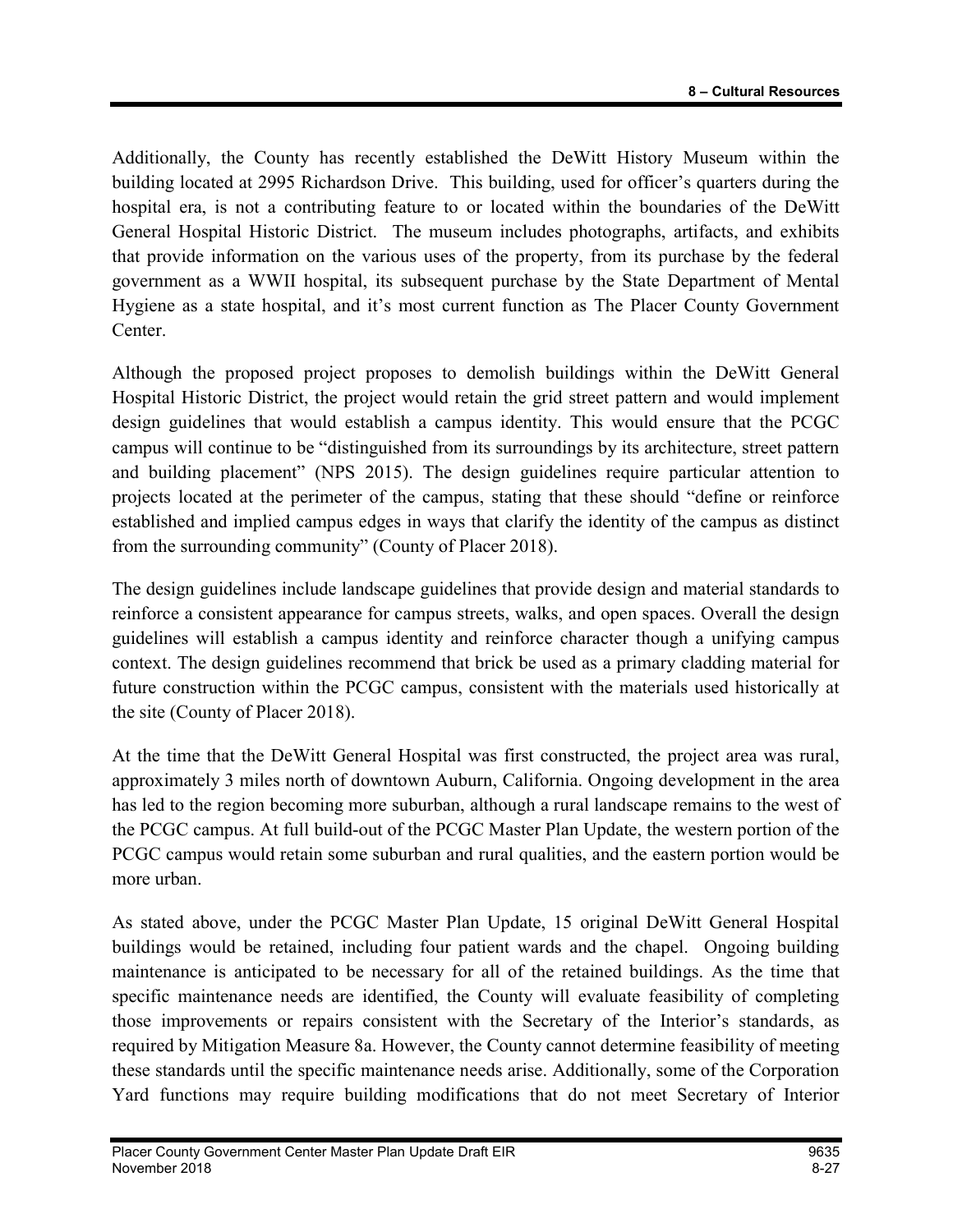Additionally, the County has recently established the DeWitt History Museum within the building located at 2995 Richardson Drive. This building, used for officer's quarters during the hospital era, is not a contributing feature to or located within the boundaries of the DeWitt General Hospital Historic District. The museum includes photographs, artifacts, and exhibits that provide information on the various uses of the property, from its purchase by the federal government as a WWII hospital, its subsequent purchase by the State Department of Mental Hygiene as a state hospital, and it's most current function as The Placer County Government Center.

Although the proposed project proposes to demolish buildings within the DeWitt General Hospital Historic District, the project would retain the grid street pattern and would implement design guidelines that would establish a campus identity. This would ensure that the PCGC campus will continue to be "distinguished from its surroundings by its architecture, street pattern and building placement" (NPS 2015). The design guidelines require particular attention to projects located at the perimeter of the campus, stating that these should "define or reinforce established and implied campus edges in ways that clarify the identity of the campus as distinct from the surrounding community" (County of Placer 2018).

The design guidelines include landscape guidelines that provide design and material standards to reinforce a consistent appearance for campus streets, walks, and open spaces. Overall the design guidelines will establish a campus identity and reinforce character though a unifying campus context. The design guidelines recommend that brick be used as a primary cladding material for future construction within the PCGC campus, consistent with the materials used historically at the site (County of Placer 2018).

At the time that the DeWitt General Hospital was first constructed, the project area was rural, approximately 3 miles north of downtown Auburn, California. Ongoing development in the area has led to the region becoming more suburban, although a rural landscape remains to the west of the PCGC campus. At full build-out of the PCGC Master Plan Update, the western portion of the PCGC campus would retain some suburban and rural qualities, and the eastern portion would be more urban.

As stated above, under the PCGC Master Plan Update, 15 original DeWitt General Hospital buildings would be retained, including four patient wards and the chapel. Ongoing building maintenance is anticipated to be necessary for all of the retained buildings. As the time that specific maintenance needs are identified, the County will evaluate feasibility of completing those improvements or repairs consistent with the Secretary of the Interior's standards, as required by Mitigation Measure 8a. However, the County cannot determine feasibility of meeting these standards until the specific maintenance needs arise. Additionally, some of the Corporation Yard functions may require building modifications that do not meet Secretary of Interior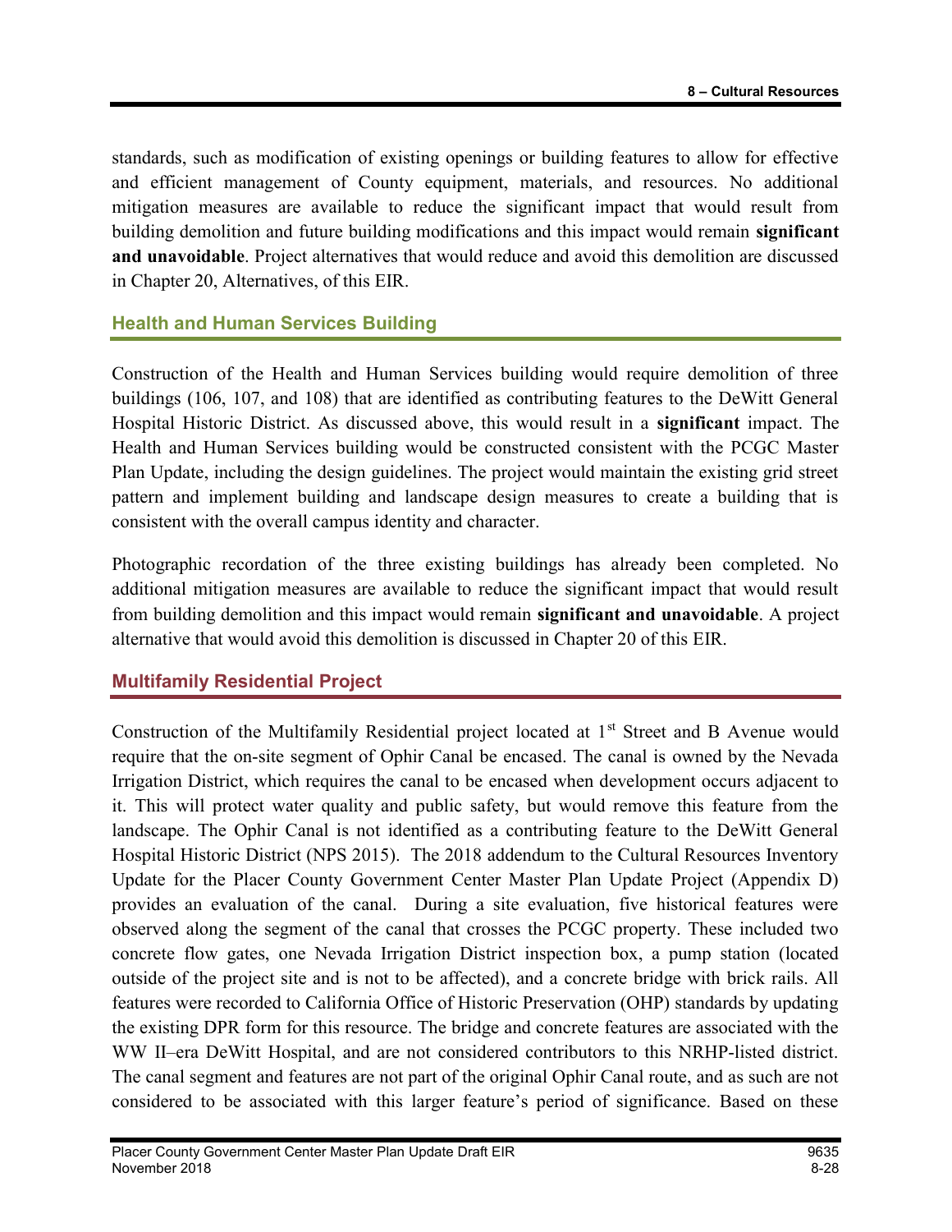standards, such as modification of existing openings or building features to allow for effective and efficient management of County equipment, materials, and resources. No additional mitigation measures are available to reduce the significant impact that would result from building demolition and future building modifications and this impact would remain **significant and unavoidable**. Project alternatives that would reduce and avoid this demolition are discussed in Chapter 20, Alternatives, of this EIR.

### Health and Human Services Building

Construction of the Health and Human Services building would require demolition of three buildings (106, 107, and 108) that are identified as contributing features to the DeWitt General Hospital Historic District. As discussed above, this would result in a **significant** impact. The Health and Human Services building would be constructed consistent with the PCGC Master Plan Update, including the design guidelines. The project would maintain the existing grid street pattern and implement building and landscape design measures to create a building that is consistent with the overall campus identity and character.

Photographic recordation of the three existing buildings has already been completed. No additional mitigation measures are available to reduce the significant impact that would result from building demolition and this impact would remain **significant and unavoidable**. A project alternative that would avoid this demolition is discussed in Chapter 20 of this EIR.

### Multifamily Residential Project

Construction of the Multifamily Residential project located at 1st Street and B Avenue would require that the on-site segment of Ophir Canal be encased. The canal is owned by the Nevada Irrigation District, which requires the canal to be encased when development occurs adjacent to it. This will protect water quality and public safety, but would remove this feature from the landscape. The Ophir Canal is not identified as a contributing feature to the DeWitt General Hospital Historic District (NPS 2015). The 2018 addendum to the Cultural Resources Inventory Update for the Placer County Government Center Master Plan Update Project (Appendix D) provides an evaluation of the canal. During a site evaluation, five historical features were observed along the segment of the canal that crosses the PCGC property. These included two concrete flow gates, one Nevada Irrigation District inspection box, a pump station (located outside of the project site and is not to be affected), and a concrete bridge with brick rails. All features were recorded to California Office of Historic Preservation (OHP) standards by updating the existing DPR form for this resource. The bridge and concrete features are associated with the WW II–era DeWitt Hospital, and are not considered contributors to this NRHP-listed district. The canal segment and features are not part of the original Ophir Canal route, and as such are not considered to be associated with this larger feature's period of significance. Based on these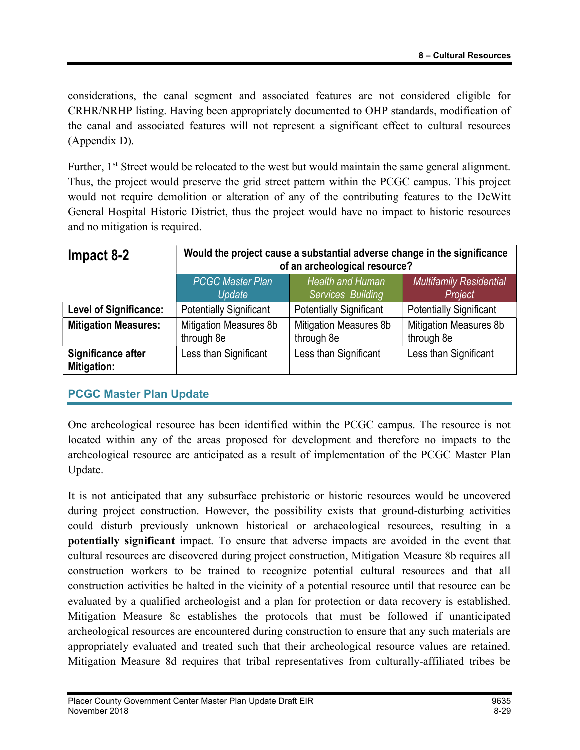considerations, the canal segment and associated features are not considered eligible for CRHR/NRHP listing. Having been appropriately documented to OHP standards, modification of the canal and associated features will not represent a significant effect to cultural resources (Appendix D).

Further, 1st Street would be relocated to the west but would maintain the same general alignment. Thus, the project would preserve the grid street pattern within the PCGC campus. This project would not require demolition or alteration of any of the contributing features to the DeWitt General Hospital Historic District, thus the project would have no impact to historic resources and no mitigation is required.

| **Impact 8-2** | **Would the project cause a substantial adverse change in the significance of an archeological resource?** | | |
|---|---|---|---|
| | *PCGC Master Plan Update* | *Health and Human Services Building* | *Multifamily Residential Project* |
| **Level of Significance:** | Potentially Significant | Potentially Significant | Potentially Significant |
| **Mitigation Measures:** | Mitigation Measures 8b through 8e | Mitigation Measures 8b through 8e | Mitigation Measures 8b through 8e |
| **Significance after Mitigation:** | Less than Significant | Less than Significant | Less than Significant |

## PCGC Master Plan Update

One archeological resource has been identified within the PCGC campus. The resource is not located within any of the areas proposed for development and therefore no impacts to the archeological resource are anticipated as a result of implementation of the PCGC Master Plan Update.

It is not anticipated that any subsurface prehistoric or historic resources would be uncovered during project construction. However, the possibility exists that ground-disturbing activities could disturb previously unknown historical or archaeological resources, resulting in a **potentially significant** impact. To ensure that adverse impacts are avoided in the event that cultural resources are discovered during project construction, Mitigation Measure 8b requires all construction workers to be trained to recognize potential cultural resources and that all construction activities be halted in the vicinity of a potential resource until that resource can be evaluated by a qualified archeologist and a plan for protection or data recovery is established. Mitigation Measure 8c establishes the protocols that must be followed if unanticipated archeological resources are encountered during construction to ensure that any such materials are appropriately evaluated and treated such that their archeological resource values are retained. Mitigation Measure 8d requires that tribal representatives from culturally-affiliated tribes be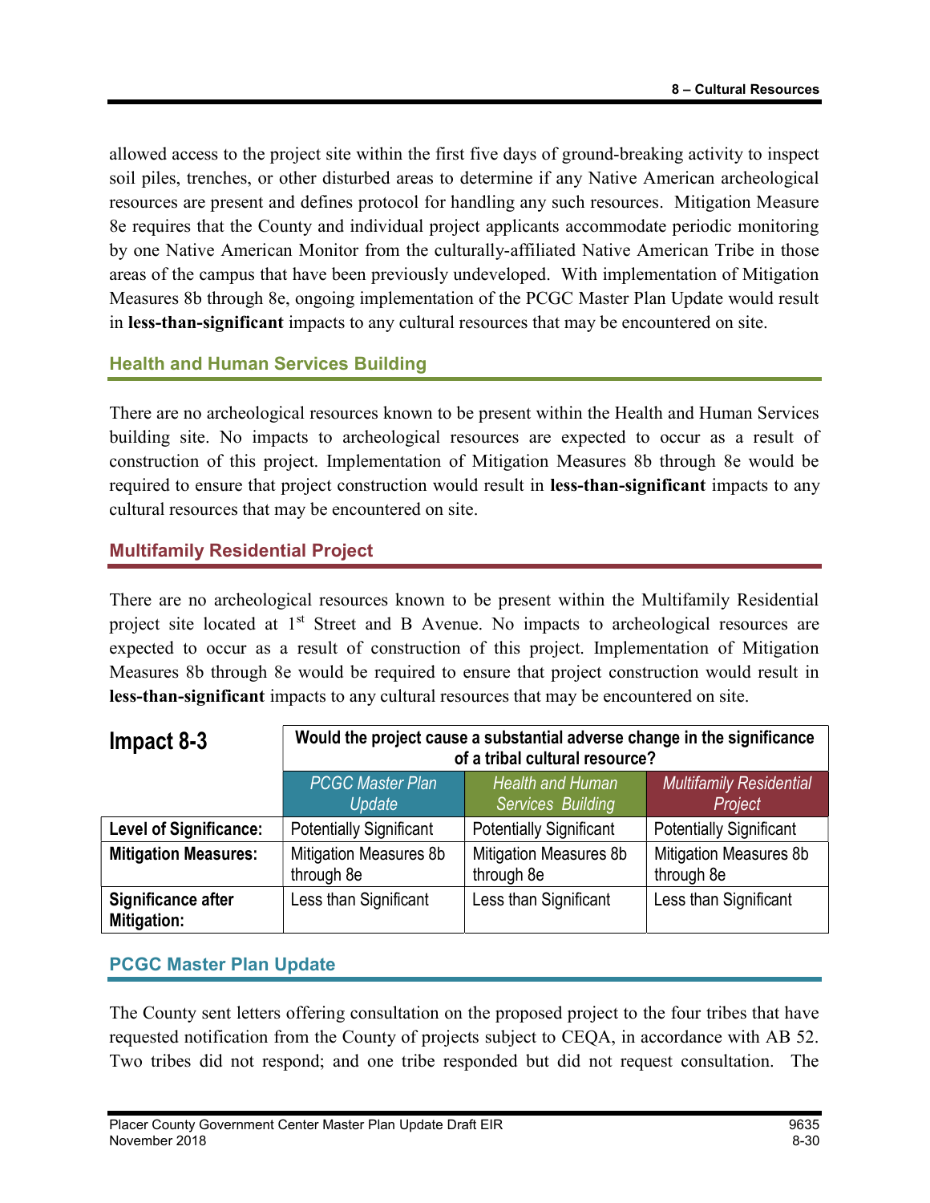allowed access to the project site within the first five days of ground-breaking activity to inspect soil piles, trenches, or other disturbed areas to determine if any Native American archeological resources are present and defines protocol for handling any such resources. Mitigation Measure 8e requires that the County and individual project applicants accommodate periodic monitoring by one Native American Monitor from the culturally-affiliated Native American Tribe in those areas of the campus that have been previously undeveloped. With implementation of Mitigation Measures 8b through 8e, ongoing implementation of the PCGC Master Plan Update would result in **less-than-significant** impacts to any cultural resources that may be encountered on site.

### Health and Human Services Building

There are no archeological resources known to be present within the Health and Human Services building site. No impacts to archeological resources are expected to occur as a result of construction of this project. Implementation of Mitigation Measures 8b through 8e would be required to ensure that project construction would result in **less-than-significant** impacts to any cultural resources that may be encountered on site.

### Multifamily Residential Project

There are no archeological resources known to be present within the Multifamily Residential project site located at 1st Street and B Avenue. No impacts to archeological resources are expected to occur as a result of construction of this project. Implementation of Mitigation Measures 8b through 8e would be required to ensure that project construction would result in **less-than-significant** impacts to any cultural resources that may be encountered on site.

| **Impact 8-3** | **Would the project cause a substantial adverse change in the significance of a tribal cultural resource?** | | |
|---|---|---|---|
| | *PCGC Master Plan Update* | *Health and Human Services Building* | *Multifamily Residential Project* |
| **Level of Significance:** | Potentially Significant | Potentially Significant | Potentially Significant |
| **Mitigation Measures:** | Mitigation Measures 8b through 8e | Mitigation Measures 8b through 8e | Mitigation Measures 8b through 8e |
| **Significance after Mitigation:** | Less than Significant | Less than Significant | Less than Significant |

### PCGC Master Plan Update

The County sent letters offering consultation on the proposed project to the four tribes that have requested notification from the County of projects subject to CEQA, in accordance with AB 52. Two tribes did not respond; and one tribe responded but did not request consultation. The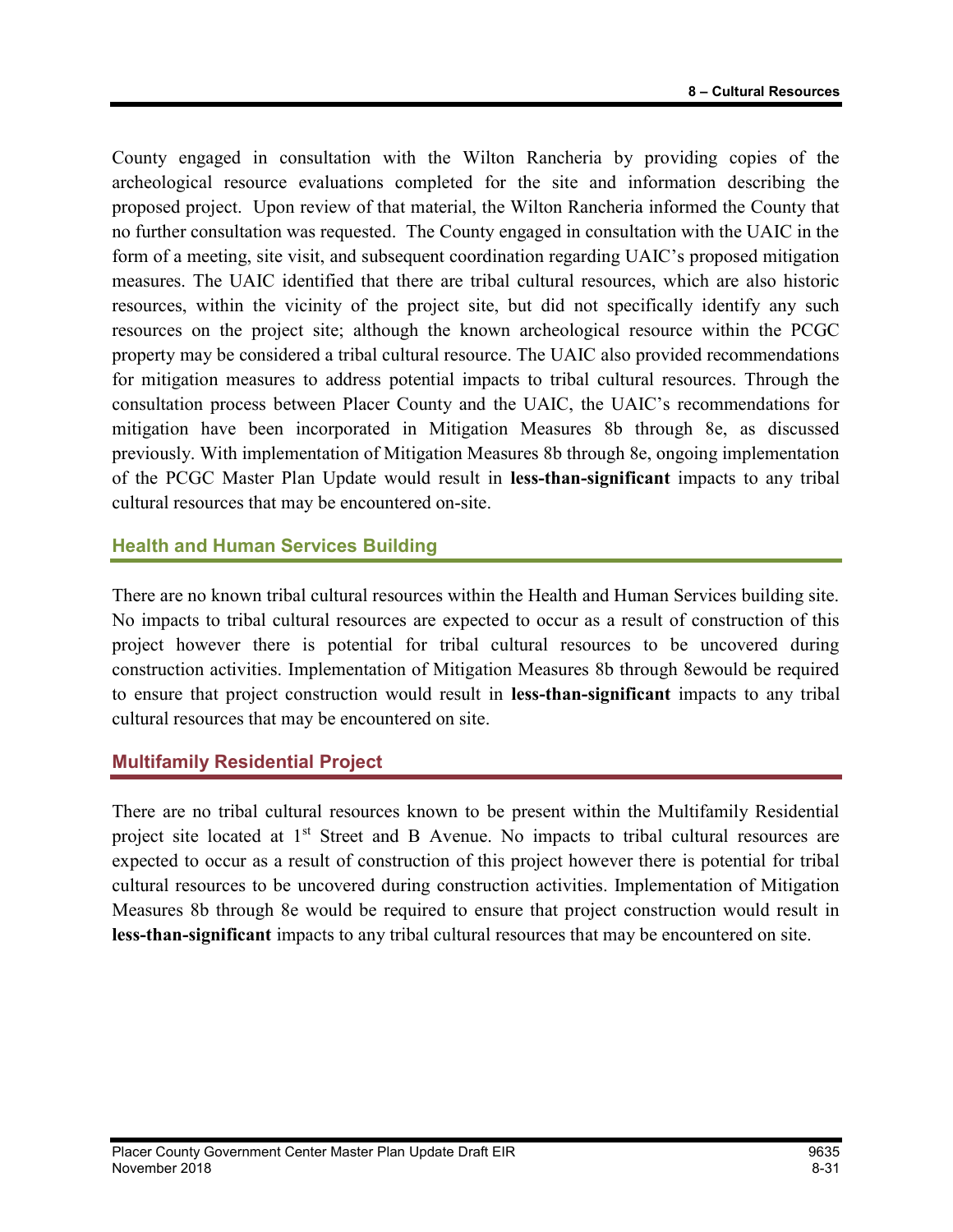County engaged in consultation with the Wilton Rancheria by providing copies of the archeological resource evaluations completed for the site and information describing the proposed project. Upon review of that material, the Wilton Rancheria informed the County that no further consultation was requested. The County engaged in consultation with the UAIC in the form of a meeting, site visit, and subsequent coordination regarding UAIC's proposed mitigation measures. The UAIC identified that there are tribal cultural resources, which are also historic resources, within the vicinity of the project site, but did not specifically identify any such resources on the project site; although the known archeological resource within the PCGC property may be considered a tribal cultural resource. The UAIC also provided recommendations for mitigation measures to address potential impacts to tribal cultural resources. Through the consultation process between Placer County and the UAIC, the UAIC's recommendations for mitigation have been incorporated in Mitigation Measures 8b through 8e, as discussed previously. With implementation of Mitigation Measures 8b through 8e, ongoing implementation of the PCGC Master Plan Update would result in **less-than-significant** impacts to any tribal cultural resources that may be encountered on-site.

### Health and Human Services Building

There are no known tribal cultural resources within the Health and Human Services building site. No impacts to tribal cultural resources are expected to occur as a result of construction of this project however there is potential for tribal cultural resources to be uncovered during construction activities. Implementation of Mitigation Measures 8b through 8ewould be required to ensure that project construction would result in **less-than-significant** impacts to any tribal cultural resources that may be encountered on site.

### Multifamily Residential Project

There are no tribal cultural resources known to be present within the Multifamily Residential project site located at 1st Street and B Avenue. No impacts to tribal cultural resources are expected to occur as a result of construction of this project however there is potential for tribal cultural resources to be uncovered during construction activities. Implementation of Mitigation Measures 8b through 8e would be required to ensure that project construction would result in **less-than-significant** impacts to any tribal cultural resources that may be encountered on site.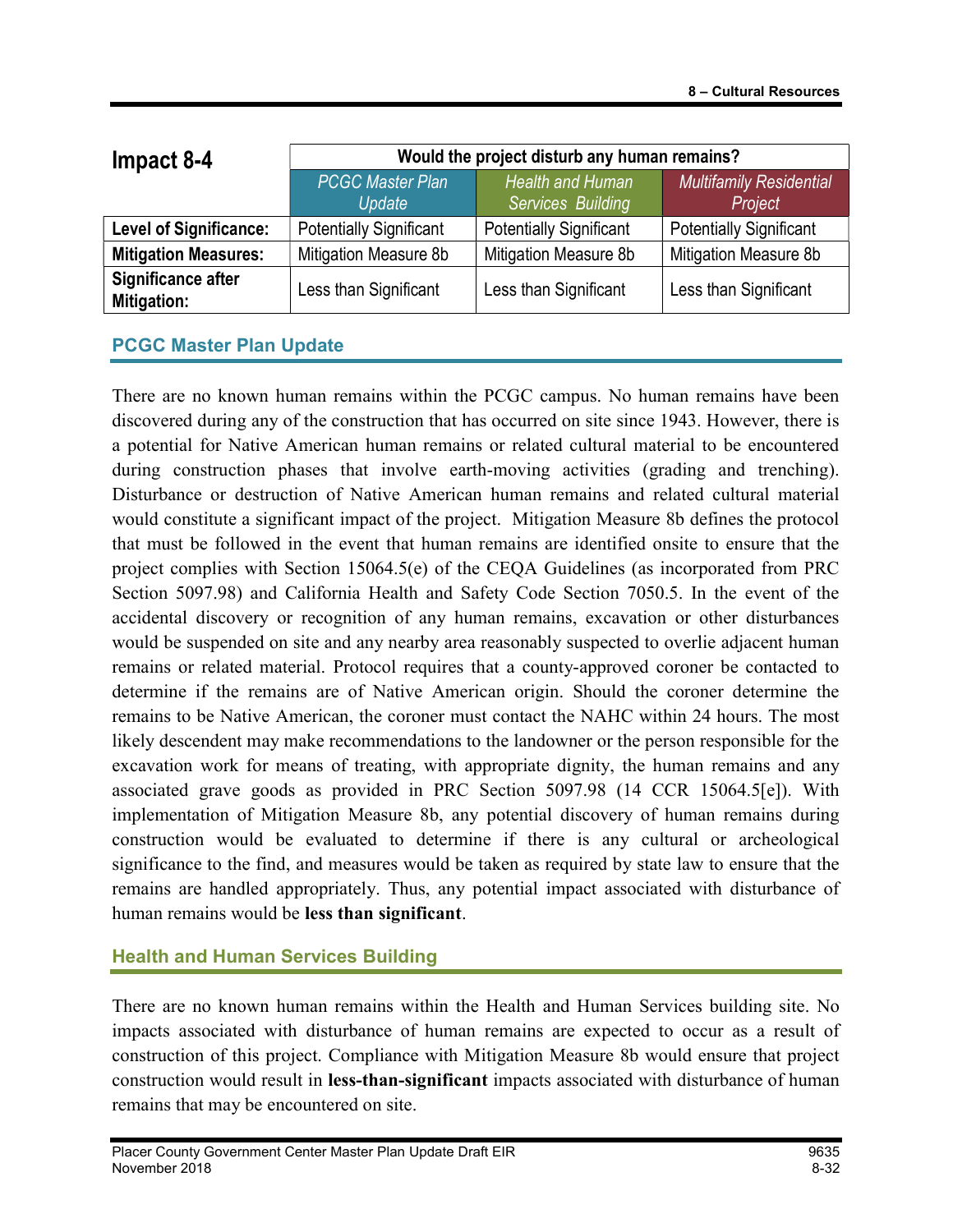| Impact 8-4 | Would the project disturb any human remains? | | |
|---|---|---|---|
| | *PCGC Master Plan Update* | *Health and Human Services Building* | *Multifamily Residential Project* |
| **Level of Significance:** | Potentially Significant | Potentially Significant | Potentially Significant |
| **Mitigation Measures:** | Mitigation Measure 8b | Mitigation Measure 8b | Mitigation Measure 8b |
| **Significance after Mitigation:** | Less than Significant | Less than Significant | Less than Significant |

## PCGC Master Plan Update

There are no known human remains within the PCGC campus. No human remains have been discovered during any of the construction that has occurred on site since 1943. However, there is a potential for Native American human remains or related cultural material to be encountered during construction phases that involve earth-moving activities (grading and trenching). Disturbance or destruction of Native American human remains and related cultural material would constitute a significant impact of the project. Mitigation Measure 8b defines the protocol that must be followed in the event that human remains are identified onsite to ensure that the project complies with Section 15064.5(e) of the CEQA Guidelines (as incorporated from PRC Section 5097.98) and California Health and Safety Code Section 7050.5. In the event of the accidental discovery or recognition of any human remains, excavation or other disturbances would be suspended on site and any nearby area reasonably suspected to overlie adjacent human remains or related material. Protocol requires that a county-approved coroner be contacted to determine if the remains are of Native American origin. Should the coroner determine the remains to be Native American, the coroner must contact the NAHC within 24 hours. The most likely descendent may make recommendations to the landowner or the person responsible for the excavation work for means of treating, with appropriate dignity, the human remains and any associated grave goods as provided in PRC Section 5097.98 (14 CCR 15064.5[e]). With implementation of Mitigation Measure 8b, any potential discovery of human remains during construction would be evaluated to determine if there is any cultural or archeological significance to the find, and measures would be taken as required by state law to ensure that the remains are handled appropriately. Thus, any potential impact associated with disturbance of human remains would be **less than significant**.

## Health and Human Services Building

There are no known human remains within the Health and Human Services building site. No impacts associated with disturbance of human remains are expected to occur as a result of construction of this project. Compliance with Mitigation Measure 8b would ensure that project construction would result in **less-than-significant** impacts associated with disturbance of human remains that may be encountered on site.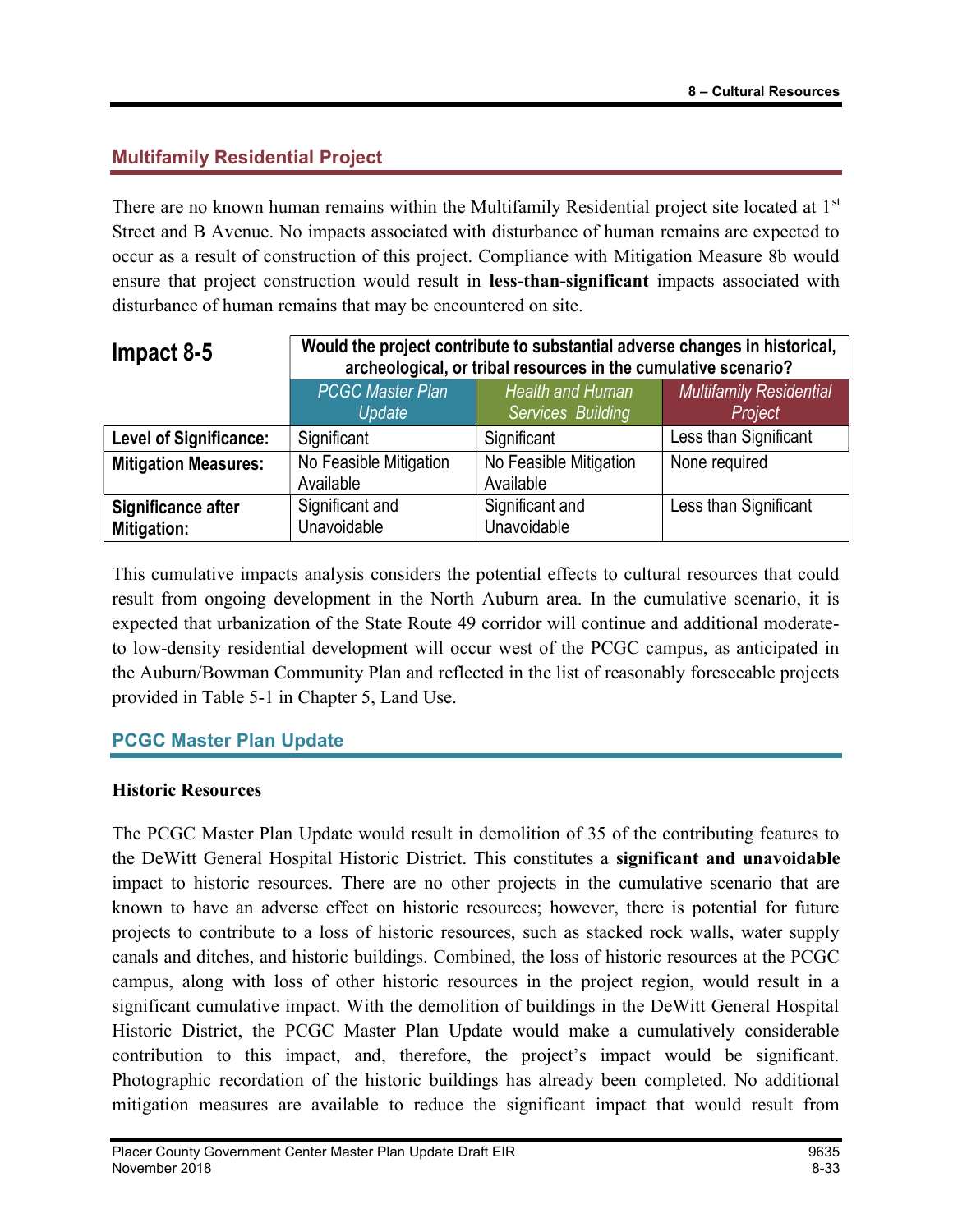## Multifamily Residential Project

There are no known human remains within the Multifamily Residential project site located at 1st Street and B Avenue. No impacts associated with disturbance of human remains are expected to occur as a result of construction of this project. Compliance with Mitigation Measure 8b would ensure that project construction would result in **less-than-significant** impacts associated with disturbance of human remains that may be encountered on site.

| Impact 8-5 | Would the project contribute to substantial adverse changes in historical, archeological, or tribal resources in the cumulative scenario? | | |
|---|---|---|---|
| | *PCGC Master Plan Update* | *Health and Human Services Building* | *Multifamily Residential Project* |
| **Level of Significance:** | Significant | Significant | Less than Significant |
| **Mitigation Measures:** | No Feasible Mitigation Available | No Feasible Mitigation Available | None required |
| **Significance after Mitigation:** | Significant and Unavoidable | Significant and Unavoidable | Less than Significant |

This cumulative impacts analysis considers the potential effects to cultural resources that could result from ongoing development in the North Auburn area. In the cumulative scenario, it is expected that urbanization of the State Route 49 corridor will continue and additional moderate- to low-density residential development will occur west of the PCGC campus, as anticipated in the Auburn/Bowman Community Plan and reflected in the list of reasonably foreseeable projects provided in Table 5-1 in Chapter 5, Land Use.

## PCGC Master Plan Update

### Historic Resources

The PCGC Master Plan Update would result in demolition of 35 of the contributing features to the DeWitt General Hospital Historic District. This constitutes a **significant and unavoidable** impact to historic resources. There are no other projects in the cumulative scenario that are known to have an adverse effect on historic resources; however, there is potential for future projects to contribute to a loss of historic resources, such as stacked rock walls, water supply canals and ditches, and historic buildings. Combined, the loss of historic resources at the PCGC campus, along with loss of other historic resources in the project region, would result in a significant cumulative impact. With the demolition of buildings in the DeWitt General Hospital Historic District, the PCGC Master Plan Update would make a cumulatively considerable contribution to this impact, and, therefore, the project's impact would be significant. Photographic recordation of the historic buildings has already been completed. No additional mitigation measures are available to reduce the significant impact that would result from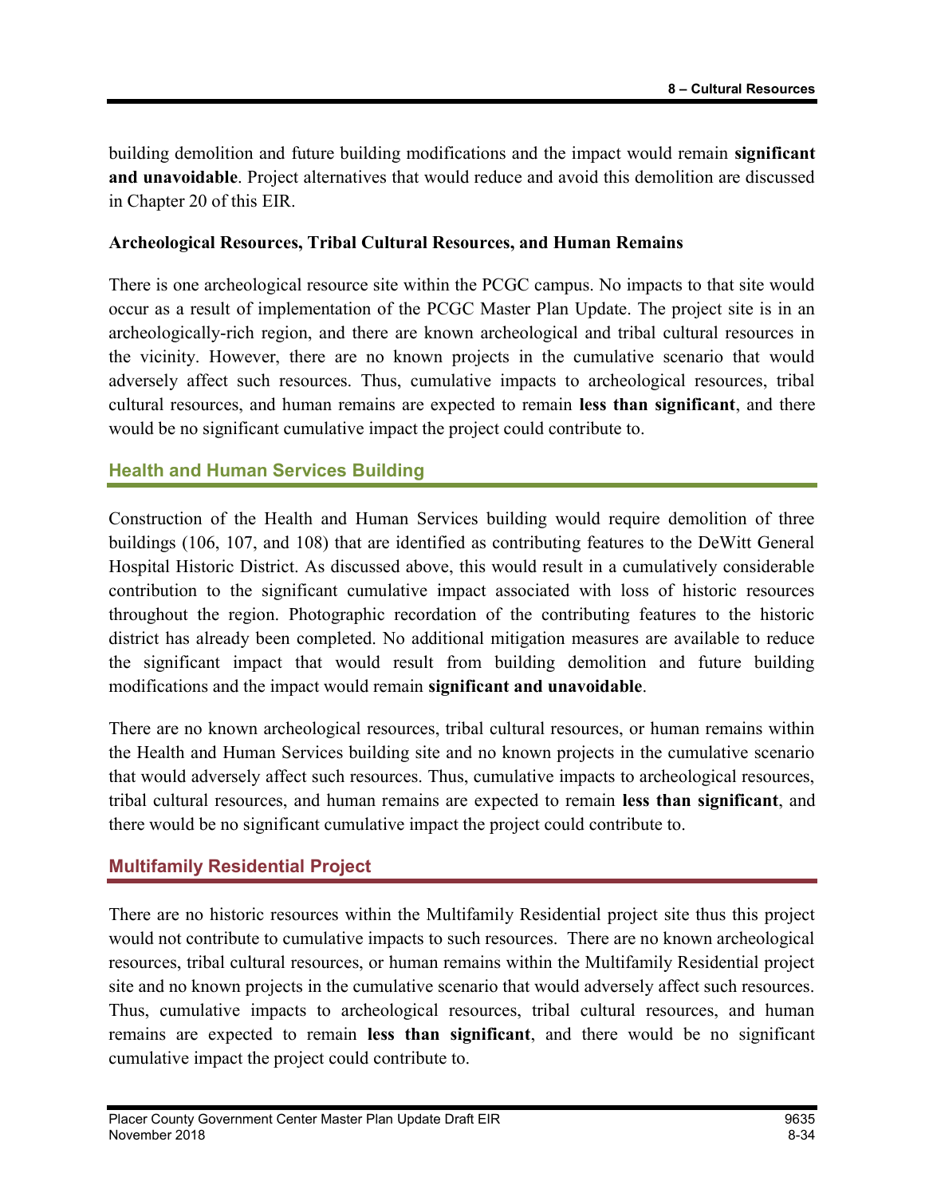building demolition and future building modifications and the impact would remain **significant and unavoidable**. Project alternatives that would reduce and avoid this demolition are discussed in Chapter 20 of this EIR.

**Archeological Resources, Tribal Cultural Resources, and Human Remains**

There is one archeological resource site within the PCGC campus. No impacts to that site would occur as a result of implementation of the PCGC Master Plan Update. The project site is in an archeologically-rich region, and there are known archeological and tribal cultural resources in the vicinity. However, there are no known projects in the cumulative scenario that would adversely affect such resources. Thus, cumulative impacts to archeological resources, tribal cultural resources, and human remains are expected to remain **less than significant**, and there would be no significant cumulative impact the project could contribute to.

### Health and Human Services Building

Construction of the Health and Human Services building would require demolition of three buildings (106, 107, and 108) that are identified as contributing features to the DeWitt General Hospital Historic District. As discussed above, this would result in a cumulatively considerable contribution to the significant cumulative impact associated with loss of historic resources throughout the region. Photographic recordation of the contributing features to the historic district has already been completed. No additional mitigation measures are available to reduce the significant impact that would result from building demolition and future building modifications and the impact would remain **significant and unavoidable**.

There are no known archeological resources, tribal cultural resources, or human remains within the Health and Human Services building site and no known projects in the cumulative scenario that would adversely affect such resources. Thus, cumulative impacts to archeological resources, tribal cultural resources, and human remains are expected to remain **less than significant**, and there would be no significant cumulative impact the project could contribute to.

### Multifamily Residential Project

There are no historic resources within the Multifamily Residential project site thus this project would not contribute to cumulative impacts to such resources. There are no known archeological resources, tribal cultural resources, or human remains within the Multifamily Residential project site and no known projects in the cumulative scenario that would adversely affect such resources. Thus, cumulative impacts to archeological resources, tribal cultural resources, and human remains are expected to remain **less than significant**, and there would be no significant cumulative impact the project could contribute to.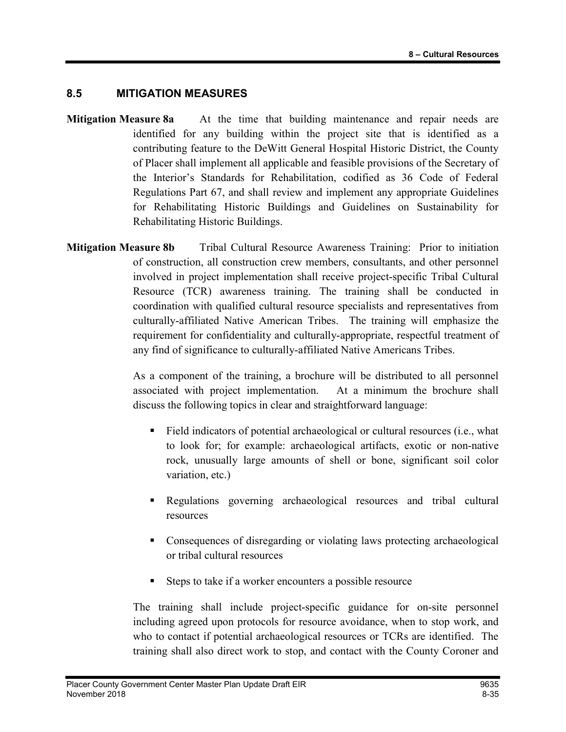## 8.5 MITIGATION MEASURES

**Mitigation Measure 8a** At the time that building maintenance and repair needs are identified for any building within the project site that is identified as a contributing feature to the DeWitt General Hospital Historic District, the County of Placer shall implement all applicable and feasible provisions of the Secretary of the Interior's Standards for Rehabilitation, codified as 36 Code of Federal Regulations Part 67, and shall review and implement any appropriate Guidelines for Rehabilitating Historic Buildings and Guidelines on Sustainability for Rehabilitating Historic Buildings.

**Mitigation Measure 8b** Tribal Cultural Resource Awareness Training: Prior to initiation of construction, all construction crew members, consultants, and other personnel involved in project implementation shall receive project-specific Tribal Cultural Resource (TCR) awareness training. The training shall be conducted in coordination with qualified cultural resource specialists and representatives from culturally-affiliated Native American Tribes. The training will emphasize the requirement for confidentiality and culturally-appropriate, respectful treatment of any find of significance to culturally-affiliated Native Americans Tribes.

As a component of the training, a brochure will be distributed to all personnel associated with project implementation. At a minimum the brochure shall discuss the following topics in clear and straightforward language:

- Field indicators of potential archaeological or cultural resources (i.e., what to look for; for example: archaeological artifacts, exotic or non-native rock, unusually large amounts of shell or bone, significant soil color variation, etc.)
- Regulations governing archaeological resources and tribal cultural resources
- Consequences of disregarding or violating laws protecting archaeological or tribal cultural resources
- Steps to take if a worker encounters a possible resource

The training shall include project-specific guidance for on-site personnel including agreed upon protocols for resource avoidance, when to stop work, and who to contact if potential archaeological resources or TCRs are identified. The training shall also direct work to stop, and contact with the County Coroner and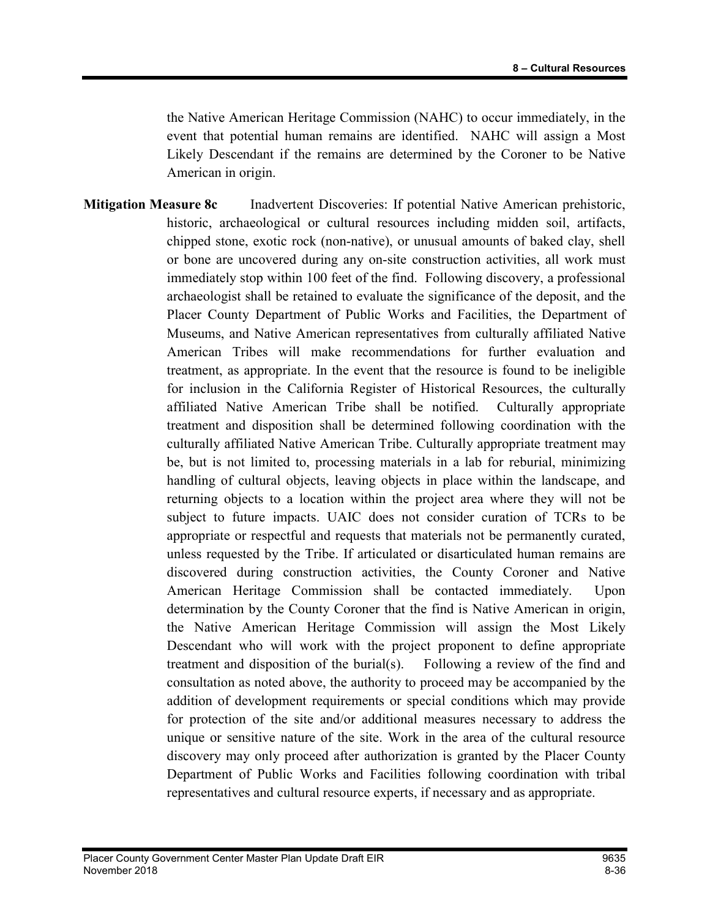the Native American Heritage Commission (NAHC) to occur immediately, in the event that potential human remains are identified. NAHC will assign a Most Likely Descendant if the remains are determined by the Coroner to be Native American in origin.

**Mitigation Measure 8c** Inadvertent Discoveries: If potential Native American prehistoric, historic, archaeological or cultural resources including midden soil, artifacts, chipped stone, exotic rock (non-native), or unusual amounts of baked clay, shell or bone are uncovered during any on-site construction activities, all work must immediately stop within 100 feet of the find. Following discovery, a professional archaeologist shall be retained to evaluate the significance of the deposit, and the Placer County Department of Public Works and Facilities, the Department of Museums, and Native American representatives from culturally affiliated Native American Tribes will make recommendations for further evaluation and treatment, as appropriate. In the event that the resource is found to be ineligible for inclusion in the California Register of Historical Resources, the culturally affiliated Native American Tribe shall be notified. Culturally appropriate treatment and disposition shall be determined following coordination with the culturally affiliated Native American Tribe. Culturally appropriate treatment may be, but is not limited to, processing materials in a lab for reburial, minimizing handling of cultural objects, leaving objects in place within the landscape, and returning objects to a location within the project area where they will not be subject to future impacts. UAIC does not consider curation of TCRs to be appropriate or respectful and requests that materials not be permanently curated, unless requested by the Tribe. If articulated or disarticulated human remains are discovered during construction activities, the County Coroner and Native American Heritage Commission shall be contacted immediately. Upon determination by the County Coroner that the find is Native American in origin, the Native American Heritage Commission will assign the Most Likely Descendant who will work with the project proponent to define appropriate treatment and disposition of the burial(s). Following a review of the find and consultation as noted above, the authority to proceed may be accompanied by the addition of development requirements or special conditions which may provide for protection of the site and/or additional measures necessary to address the unique or sensitive nature of the site. Work in the area of the cultural resource discovery may only proceed after authorization is granted by the Placer County Department of Public Works and Facilities following coordination with tribal representatives and cultural resource experts, if necessary and as appropriate.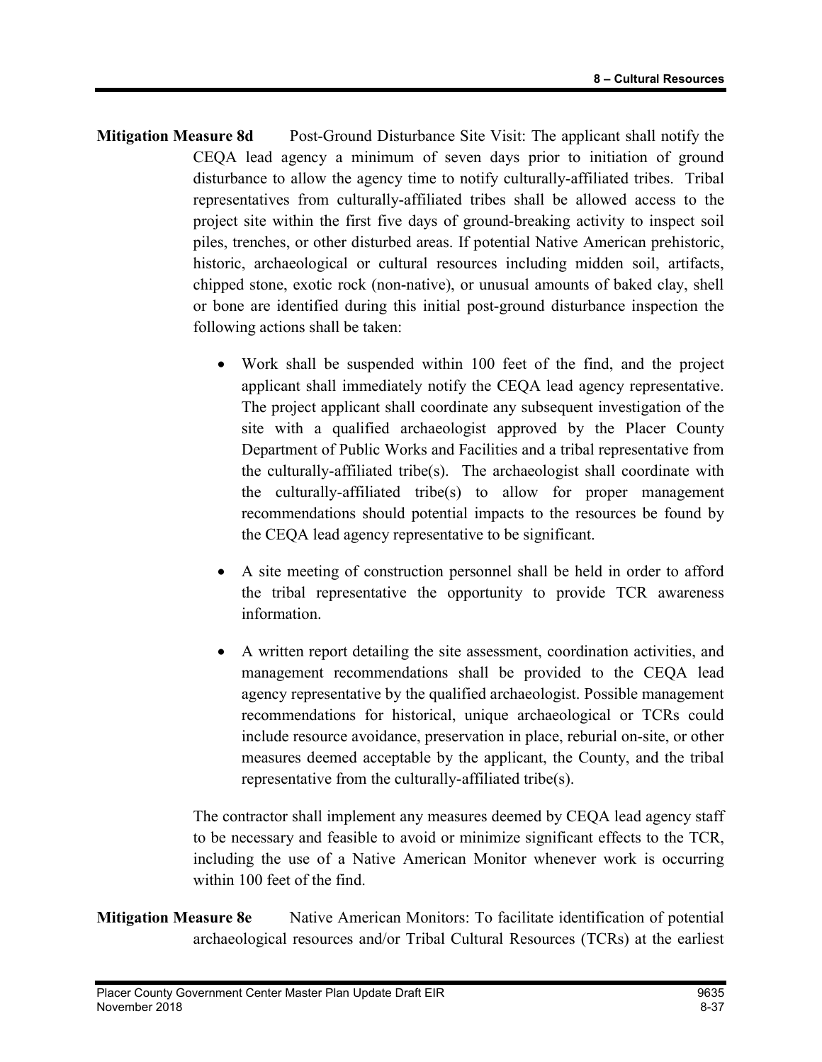**Mitigation Measure 8d** Post-Ground Disturbance Site Visit: The applicant shall notify the CEQA lead agency a minimum of seven days prior to initiation of ground disturbance to allow the agency time to notify culturally-affiliated tribes. Tribal representatives from culturally-affiliated tribes shall be allowed access to the project site within the first five days of ground-breaking activity to inspect soil piles, trenches, or other disturbed areas. If potential Native American prehistoric, historic, archaeological or cultural resources including midden soil, artifacts, chipped stone, exotic rock (non-native), or unusual amounts of baked clay, shell or bone are identified during this initial post-ground disturbance inspection the following actions shall be taken:

- Work shall be suspended within 100 feet of the find, and the project applicant shall immediately notify the CEQA lead agency representative. The project applicant shall coordinate any subsequent investigation of the site with a qualified archaeologist approved by the Placer County Department of Public Works and Facilities and a tribal representative from the culturally-affiliated tribe(s). The archaeologist shall coordinate with the culturally-affiliated tribe(s) to allow for proper management recommendations should potential impacts to the resources be found by the CEQA lead agency representative to be significant.
- A site meeting of construction personnel shall be held in order to afford the tribal representative the opportunity to provide TCR awareness information.
- A written report detailing the site assessment, coordination activities, and management recommendations shall be provided to the CEQA lead agency representative by the qualified archaeologist. Possible management recommendations for historical, unique archaeological or TCRs could include resource avoidance, preservation in place, reburial on-site, or other measures deemed acceptable by the applicant, the County, and the tribal representative from the culturally-affiliated tribe(s).

The contractor shall implement any measures deemed by CEQA lead agency staff to be necessary and feasible to avoid or minimize significant effects to the TCR, including the use of a Native American Monitor whenever work is occurring within 100 feet of the find.

**Mitigation Measure 8e** Native American Monitors: To facilitate identification of potential archaeological resources and/or Tribal Cultural Resources (TCRs) at the earliest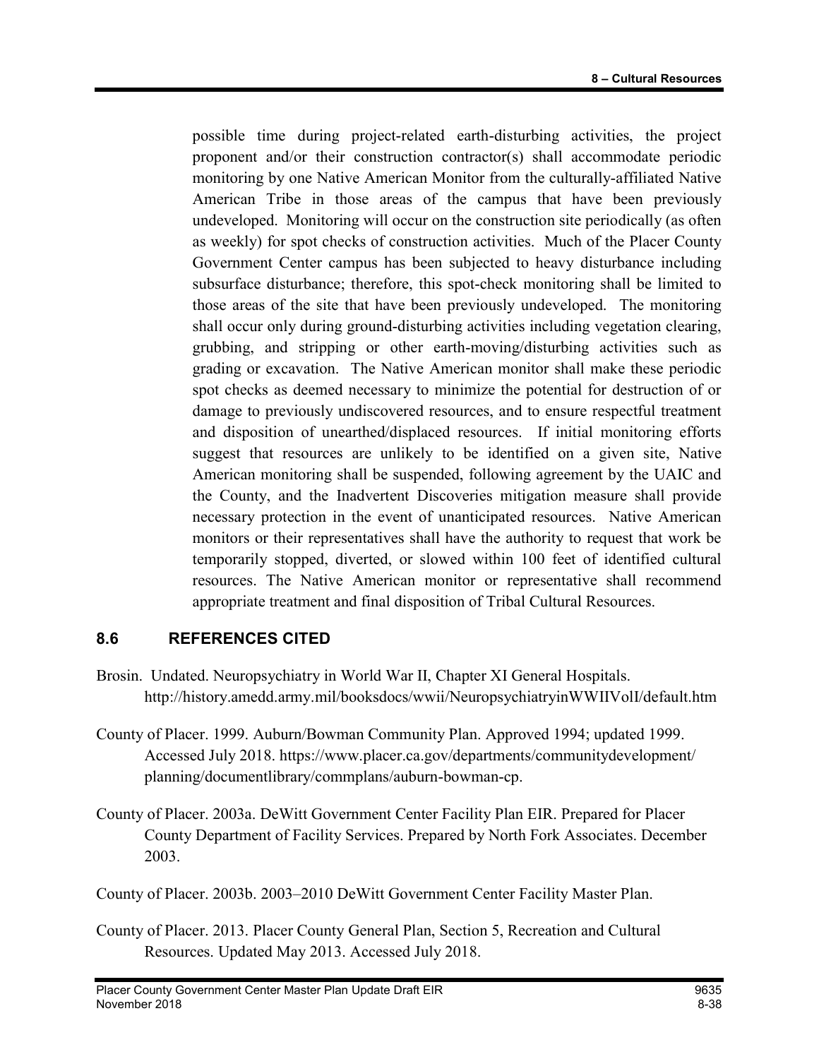possible time during project-related earth-disturbing activities, the project proponent and/or their construction contractor(s) shall accommodate periodic monitoring by one Native American Monitor from the culturally-affiliated Native American Tribe in those areas of the campus that have been previously undeveloped. Monitoring will occur on the construction site periodically (as often as weekly) for spot checks of construction activities. Much of the Placer County Government Center campus has been subjected to heavy disturbance including subsurface disturbance; therefore, this spot-check monitoring shall be limited to those areas of the site that have been previously undeveloped. The monitoring shall occur only during ground-disturbing activities including vegetation clearing, grubbing, and stripping or other earth-moving/disturbing activities such as grading or excavation. The Native American monitor shall make these periodic spot checks as deemed necessary to minimize the potential for destruction of or damage to previously undiscovered resources, and to ensure respectful treatment and disposition of unearthed/displaced resources. If initial monitoring efforts suggest that resources are unlikely to be identified on a given site, Native American monitoring shall be suspended, following agreement by the UAIC and the County, and the Inadvertent Discoveries mitigation measure shall provide necessary protection in the event of unanticipated resources. Native American monitors or their representatives shall have the authority to request that work be temporarily stopped, diverted, or slowed within 100 feet of identified cultural resources. The Native American monitor or representative shall recommend appropriate treatment and final disposition of Tribal Cultural Resources.

## 8.6 REFERENCES CITED

Brosin. Undated. Neuropsychiatry in World War II, Chapter XI General Hospitals. http://history.amedd.army.mil/booksdocs/wwii/NeuropsychiatryinWWIIVolI/default.htm

County of Placer. 1999. Auburn/Bowman Community Plan. Approved 1994; updated 1999. Accessed July 2018. https://www.placer.ca.gov/departments/communitydevelopment/planning/documentlibrary/commplans/auburn-bowman-cp.

County of Placer. 2003a. DeWitt Government Center Facility Plan EIR. Prepared for Placer County Department of Facility Services. Prepared by North Fork Associates. December 2003.

County of Placer. 2003b. 2003–2010 DeWitt Government Center Facility Master Plan.

County of Placer. 2013. Placer County General Plan, Section 5, Recreation and Cultural Resources. Updated May 2013. Accessed July 2018.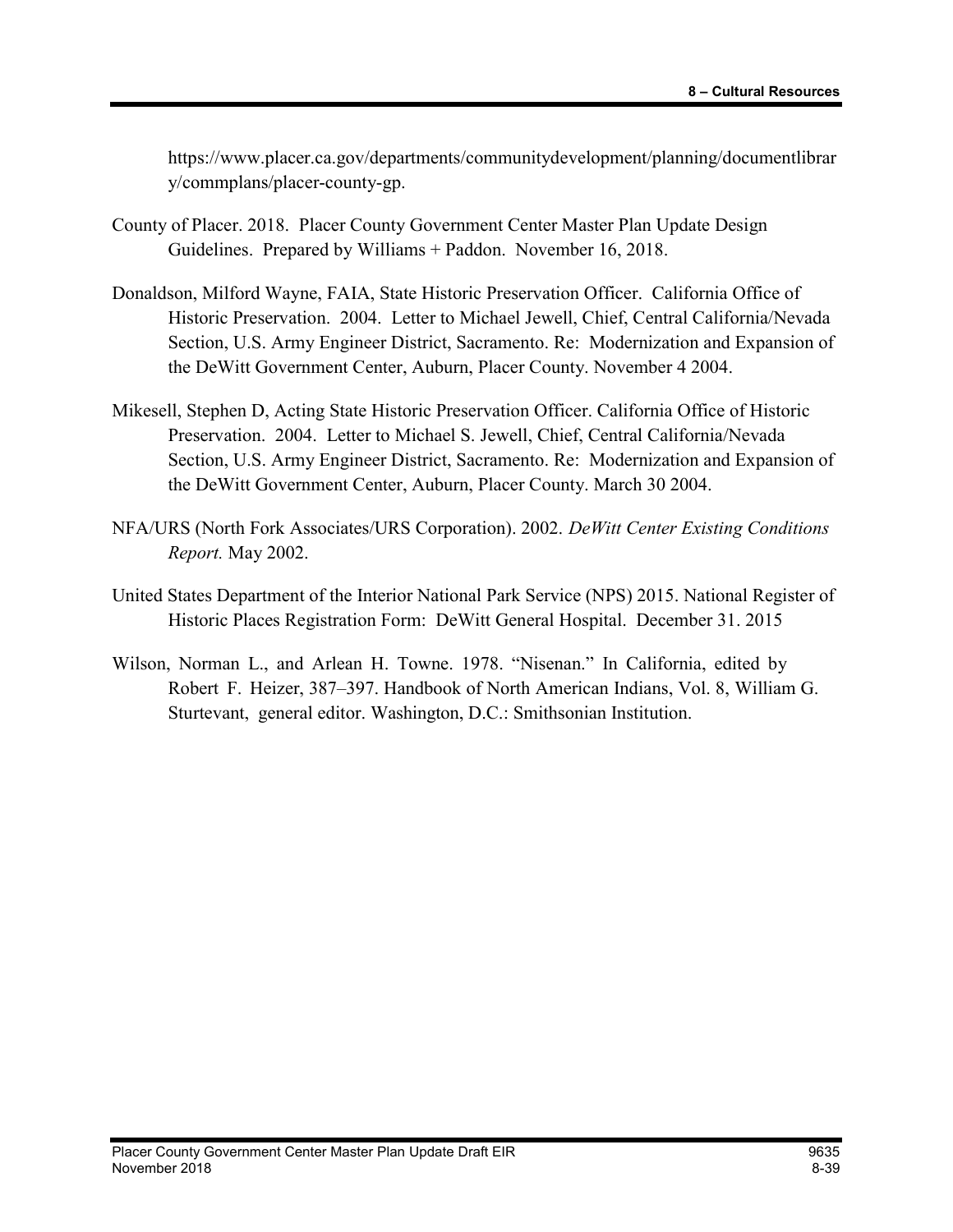https://www.placer.ca.gov/departments/communitydevelopment/planning/documentlibrary/commplans/placer-county-gp.

County of Placer. 2018. Placer County Government Center Master Plan Update Design Guidelines. Prepared by Williams + Paddon. November 16, 2018.

Donaldson, Milford Wayne, FAIA, State Historic Preservation Officer. California Office of Historic Preservation. 2004. Letter to Michael Jewell, Chief, Central California/Nevada Section, U.S. Army Engineer District, Sacramento. Re: Modernization and Expansion of the DeWitt Government Center, Auburn, Placer County. November 4 2004.

Mikesell, Stephen D, Acting State Historic Preservation Officer. California Office of Historic Preservation. 2004. Letter to Michael S. Jewell, Chief, Central California/Nevada Section, U.S. Army Engineer District, Sacramento. Re: Modernization and Expansion of the DeWitt Government Center, Auburn, Placer County. March 30 2004.

NFA/URS (North Fork Associates/URS Corporation). 2002. *DeWitt Center Existing Conditions Report.* May 2002.

United States Department of the Interior National Park Service (NPS) 2015. National Register of Historic Places Registration Form: DeWitt General Hospital. December 31. 2015

Wilson, Norman L., and Arlean H. Towne. 1978. "Nisenan." In California, edited by Robert F. Heizer, 387–397. Handbook of North American Indians, Vol. 8, William G. Sturtevant, general editor. Washington, D.C.: Smithsonian Institution.